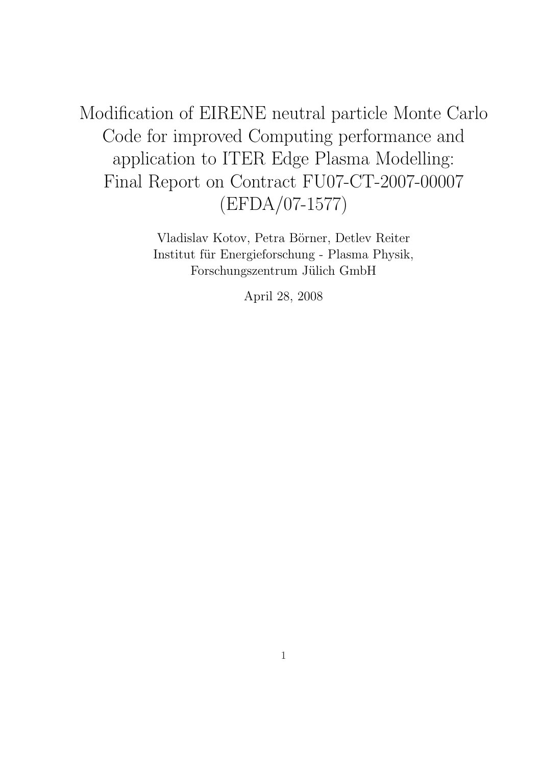# Modification of EIRENE neutral particle Monte Carlo Code for improved Computing performance and application to ITER Edge Plasma Modelling: Final Report on Contract FU07-CT-2007-00007 (EFDA/07-1577)

Vladislav Kotov, Petra Börner, Detlev Reiter
Institut für Energieforschung - Plasma Physik,
Forschungszentrum Jülich GmbH

April 28, 2008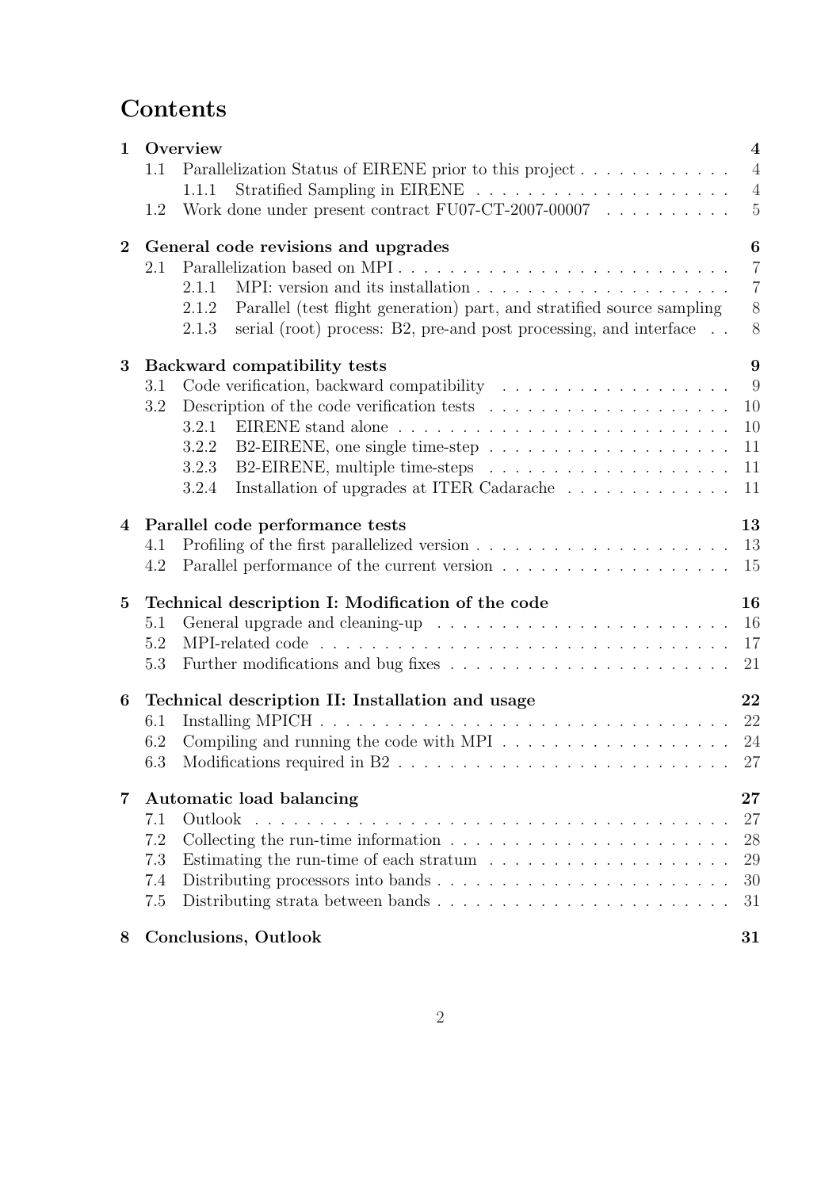# Contents

**1 Overview** — **4**
- 1.1 Parallelization Status of EIRENE prior to this project — 4
  - 1.1.1 Stratified Sampling in EIRENE — 4
- 1.2 Work done under present contract FU07-CT-2007-00007 — 5

**2 General code revisions and upgrades** — **6**
- 2.1 Parallelization based on MPI — 7
  - 2.1.1 MPI: version and its installation — 7
  - 2.1.2 Parallel (test flight generation) part, and stratified source sampling — 8
  - 2.1.3 serial (root) process: B2, pre-and post processing, and interface — 8

**3 Backward compatibility tests** — **9**
- 3.1 Code verification, backward compatibility — 9
- 3.2 Description of the code verification tests — 10
  - 3.2.1 EIRENE stand alone — 10
  - 3.2.2 B2-EIRENE, one single time-step — 11
  - 3.2.3 B2-EIRENE, multiple time-steps — 11
  - 3.2.4 Installation of upgrades at ITER Cadarache — 11

**4 Parallel code performance tests** — **13**
- 4.1 Profiling of the first parallelized version — 13
- 4.2 Parallel performance of the current version — 15

**5 Technical description I: Modification of the code** — **16**
- 5.1 General upgrade and cleaning-up — 16
- 5.2 MPI-related code — 17
- 5.3 Further modifications and bug fixes — 21

**6 Technical description II: Installation and usage** — **22**
- 6.1 Installing MPICH — 22
- 6.2 Compiling and running the code with MPI — 24
- 6.3 Modifications required in B2 — 27

**7 Automatic load balancing** — **27**
- 7.1 Outlook — 27
- 7.2 Collecting the run-time information — 28
- 7.3 Estimating the run-time of each stratum — 29
- 7.4 Distributing processors into bands — 30
- 7.5 Distributing strata between bands — 31

**8 Conclusions, Outlook** — **31**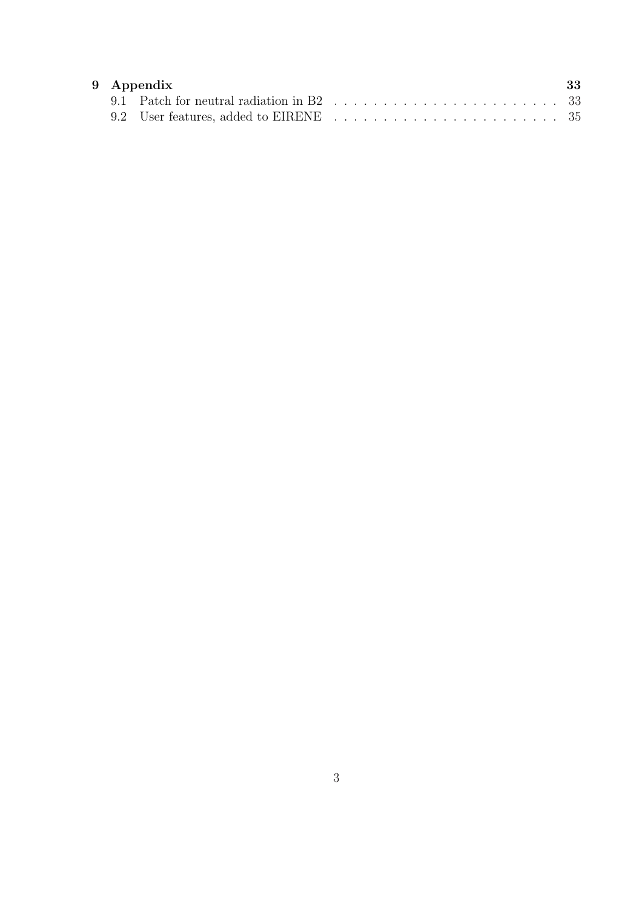**9 Appendix** **33**

9.1 Patch for neutral radiation in B2 . . . . . . . . . . . . . . . . . . . . . . . 33

9.2 User features, added to EIRENE . . . . . . . . . . . . . . . . . . . . . . . 35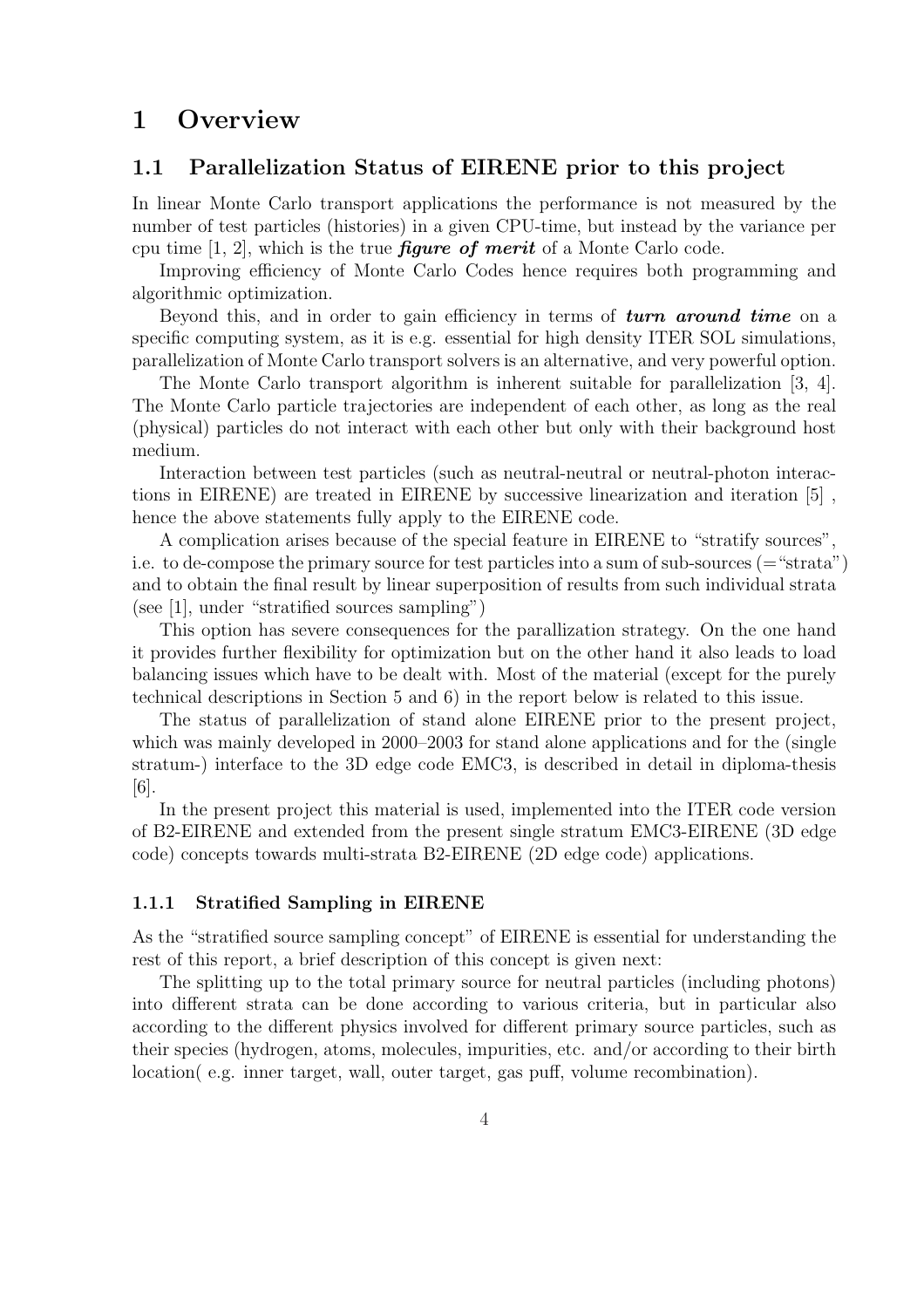# 1 Overview

## 1.1 Parallelization Status of EIRENE prior to this project

In linear Monte Carlo transport applications the performance is not measured by the number of test particles (histories) in a given CPU-time, but instead by the variance per cpu time [1, 2], which is the true ***figure of merit*** of a Monte Carlo code.

Improving efficiency of Monte Carlo Codes hence requires both programming and algorithmic optimization.

Beyond this, and in order to gain efficiency in terms of ***turn around time*** on a specific computing system, as it is e.g. essential for high density ITER SOL simulations, parallelization of Monte Carlo transport solvers is an alternative, and very powerful option.

The Monte Carlo transport algorithm is inherent suitable for parallelization [3, 4]. The Monte Carlo particle trajectories are independent of each other, as long as the real (physical) particles do not interact with each other but only with their background host medium.

Interaction between test particles (such as neutral-neutral or neutral-photon interactions in EIRENE) are treated in EIRENE by successive linearization and iteration [5] , hence the above statements fully apply to the EIRENE code.

A complication arises because of the special feature in EIRENE to "stratify sources", i.e. to de-compose the primary source for test particles into a sum of sub-sources (="strata") and to obtain the final result by linear superposition of results from such individual strata (see [1], under "stratified sources sampling")

This option has severe consequences for the parallization strategy. On the one hand it provides further flexibility for optimization but on the other hand it also leads to load balancing issues which have to be dealt with. Most of the material (except for the purely technical descriptions in Section 5 and 6) in the report below is related to this issue.

The status of parallelization of stand alone EIRENE prior to the present project, which was mainly developed in 2000–2003 for stand alone applications and for the (single stratum-) interface to the 3D edge code EMC3, is described in detail in diploma-thesis [6].

In the present project this material is used, implemented into the ITER code version of B2-EIRENE and extended from the present single stratum EMC3-EIRENE (3D edge code) concepts towards multi-strata B2-EIRENE (2D edge code) applications.

### 1.1.1 Stratified Sampling in EIRENE

As the "stratified source sampling concept" of EIRENE is essential for understanding the rest of this report, a brief description of this concept is given next:

The splitting up to the total primary source for neutral particles (including photons) into different strata can be done according to various criteria, but in particular also according to the different physics involved for different primary source particles, such as their species (hydrogen, atoms, molecules, impurities, etc. and/or according to their birth location( e.g. inner target, wall, outer target, gas puff, volume recombination).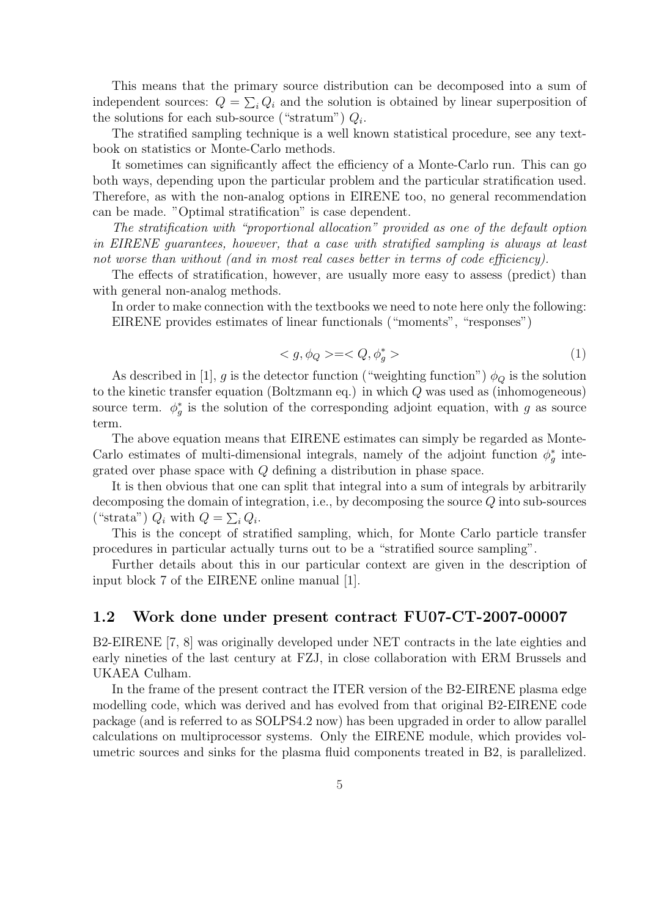This means that the primary source distribution can be decomposed into a sum of independent sources: $Q = \sum_i Q_i$ and the solution is obtained by linear superposition of the solutions for each sub-source ("stratum") $Q_i$.

The stratified sampling technique is a well known statistical procedure, see any textbook on statistics or Monte-Carlo methods.

It sometimes can significantly affect the efficiency of a Monte-Carlo run. This can go both ways, depending upon the particular problem and the particular stratification used. Therefore, as with the non-analog options in EIRENE too, no general recommendation can be made. "Optimal stratification" is case dependent.

*The stratification with "proportional allocation" provided as one of the default option in EIRENE guarantees, however, that a case with stratified sampling is always at least not worse than without (and in most real cases better in terms of code efficiency).*

The effects of stratification, however, are usually more easy to assess (predict) than with general non-analog methods.

In order to make connection with the textbooks we need to note here only the following: EIRENE provides estimates of linear functionals ("moments", "responses")

$$< g, \phi_Q > = < Q, \phi_g^* > \tag{1}$$

As described in [1], $g$ is the detector function ("weighting function") $\phi_Q$ is the solution to the kinetic transfer equation (Boltzmann eq.) in which $Q$ was used as (inhomogeneous) source term. $\phi_g^*$ is the solution of the corresponding adjoint equation, with $g$ as source term.

The above equation means that EIRENE estimates can simply be regarded as Monte-Carlo estimates of multi-dimensional integrals, namely of the adjoint function $\phi_g^*$ integrated over phase space with $Q$ defining a distribution in phase space.

It is then obvious that one can split that integral into a sum of integrals by arbitrarily decomposing the domain of integration, i.e., by decomposing the source $Q$ into sub-sources ("strata") $Q_i$ with $Q = \sum_i Q_i$.

This is the concept of stratified sampling, which, for Monte Carlo particle transfer procedures in particular actually turns out to be a "stratified source sampling".

Further details about this in our particular context are given in the description of input block 7 of the EIRENE online manual [1].

## 1.2 Work done under present contract FU07-CT-2007-00007

B2-EIRENE [7, 8] was originally developed under NET contracts in the late eighties and early nineties of the last century at FZJ, in close collaboration with ERM Brussels and UKAEA Culham.

In the frame of the present contract the ITER version of the B2-EIRENE plasma edge modelling code, which was derived and has evolved from that original B2-EIRENE code package (and is referred to as SOLPS4.2 now) has been upgraded in order to allow parallel calculations on multiprocessor systems. Only the EIRENE module, which provides volumetric sources and sinks for the plasma fluid components treated in B2, is parallelized.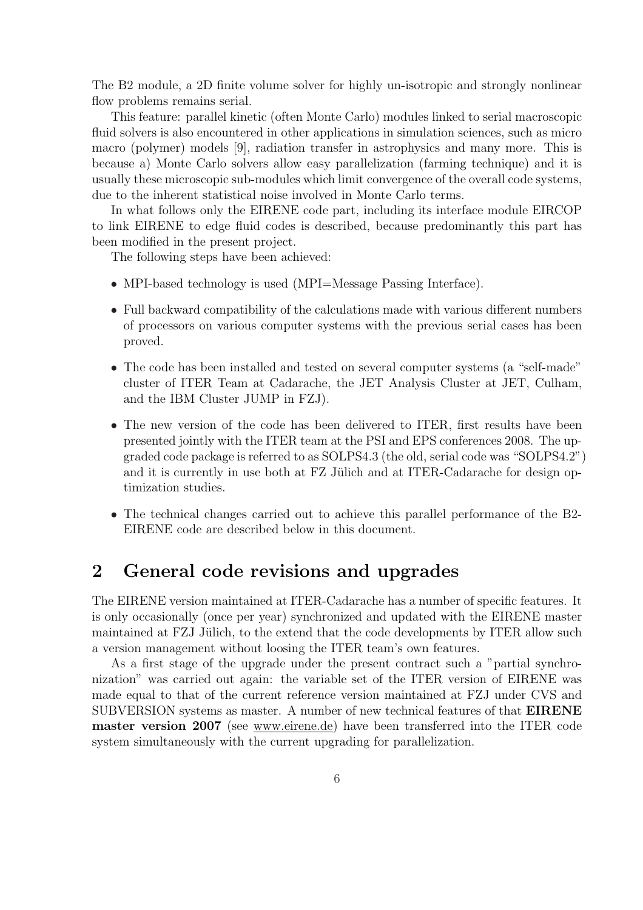The B2 module, a 2D finite volume solver for highly un-isotropic and strongly nonlinear flow problems remains serial.

This feature: parallel kinetic (often Monte Carlo) modules linked to serial macroscopic fluid solvers is also encountered in other applications in simulation sciences, such as micro macro (polymer) models [9], radiation transfer in astrophysics and many more. This is because a) Monte Carlo solvers allow easy parallelization (farming technique) and it is usually these microscopic sub-modules which limit convergence of the overall code systems, due to the inherent statistical noise involved in Monte Carlo terms.

In what follows only the EIRENE code part, including its interface module EIRCOP to link EIRENE to edge fluid codes is described, because predominantly this part has been modified in the present project.

The following steps have been achieved:

- MPI-based technology is used (MPI=Message Passing Interface).
- Full backward compatibility of the calculations made with various different numbers of processors on various computer systems with the previous serial cases has been proved.
- The code has been installed and tested on several computer systems (a "self-made" cluster of ITER Team at Cadarache, the JET Analysis Cluster at JET, Culham, and the IBM Cluster JUMP in FZJ).
- The new version of the code has been delivered to ITER, first results have been presented jointly with the ITER team at the PSI and EPS conferences 2008. The upgraded code package is referred to as SOLPS4.3 (the old, serial code was "SOLPS4.2") and it is currently in use both at FZ Jülich and at ITER-Cadarache for design optimization studies.
- The technical changes carried out to achieve this parallel performance of the B2-EIRENE code are described below in this document.

# 2 General code revisions and upgrades

The EIRENE version maintained at ITER-Cadarache has a number of specific features. It is only occasionally (once per year) synchronized and updated with the EIRENE master maintained at FZJ Jülich, to the extend that the code developments by ITER allow such a version management without loosing the ITER team's own features.

As a first stage of the upgrade under the present contract such a "partial synchronization" was carried out again: the variable set of the ITER version of EIRENE was made equal to that of the current reference version maintained at FZJ under CVS and SUBVERSION systems as master. A number of new technical features of that **EIRENE master version 2007** (see www.eirene.de) have been transferred into the ITER code system simultaneously with the current upgrading for parallelization.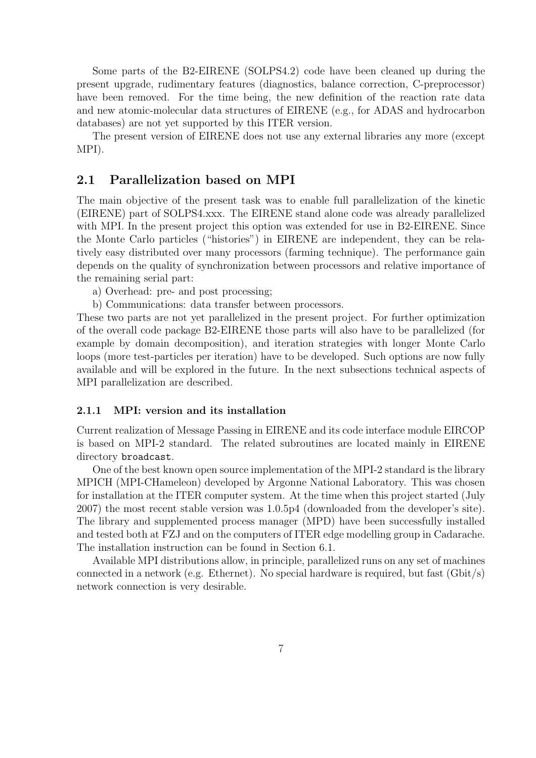Some parts of the B2-EIRENE (SOLPS4.2) code have been cleaned up during the present upgrade, rudimentary features (diagnostics, balance correction, C-preprocessor) have been removed. For the time being, the new definition of the reaction rate data and new atomic-molecular data structures of EIRENE (e.g., for ADAS and hydrocarbon databases) are not yet supported by this ITER version.

The present version of EIRENE does not use any external libraries any more (except MPI).

## 2.1 Parallelization based on MPI

The main objective of the present task was to enable full parallelization of the kinetic (EIRENE) part of SOLPS4.xxx. The EIRENE stand alone code was already parallelized with MPI. In the present project this option was extended for use in B2-EIRENE. Since the Monte Carlo particles ("histories") in EIRENE are independent, they can be relatively easy distributed over many processors (farming technique). The performance gain depends on the quality of synchronization between processors and relative importance of the remaining serial part:

a) Overhead: pre- and post processing;

b) Communications: data transfer between processors.

These two parts are not yet parallelized in the present project. For further optimization of the overall code package B2-EIRENE those parts will also have to be parallelized (for example by domain decomposition), and iteration strategies with longer Monte Carlo loops (more test-particles per iteration) have to be developed. Such options are now fully available and will be explored in the future. In the next subsections technical aspects of MPI parallelization are described.

### 2.1.1 MPI: version and its installation

Current realization of Message Passing in EIRENE and its code interface module EIRCOP is based on MPI-2 standard. The related subroutines are located mainly in EIRENE directory `broadcast`.

One of the best known open source implementation of the MPI-2 standard is the library MPICH (MPI-CHameleon) developed by Argonne National Laboratory. This was chosen for installation at the ITER computer system. At the time when this project started (July 2007) the most recent stable version was 1.0.5p4 (downloaded from the developer's site). The library and supplemented process manager (MPD) have been successfully installed and tested both at FZJ and on the computers of ITER edge modelling group in Cadarache. The installation instruction can be found in Section 6.1.

Available MPI distributions allow, in principle, parallelized runs on any set of machines connected in a network (e.g. Ethernet). No special hardware is required, but fast (Gbit/s) network connection is very desirable.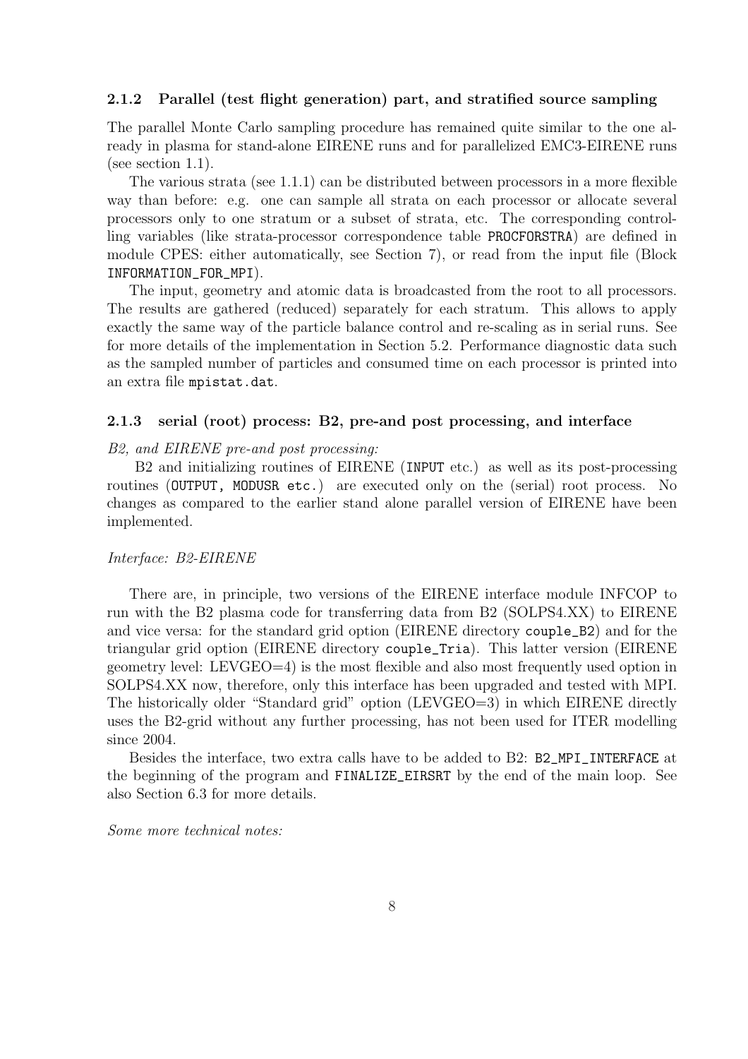### 2.1.2 Parallel (test flight generation) part, and stratified source sampling

The parallel Monte Carlo sampling procedure has remained quite similar to the one already in plasma for stand-alone EIRENE runs and for parallelized EMC3-EIRENE runs (see section 1.1).

The various strata (see 1.1.1) can be distributed between processors in a more flexible way than before: e.g. one can sample all strata on each processor or allocate several processors only to one stratum or a subset of strata, etc. The corresponding controlling variables (like strata-processor correspondence table `PROCFORSTRA`) are defined in module CPES: either automatically, see Section 7), or read from the input file (Block `INFORMATION_FOR_MPI`).

The input, geometry and atomic data is broadcasted from the root to all processors. The results are gathered (reduced) separately for each stratum. This allows to apply exactly the same way of the particle balance control and re-scaling as in serial runs. See for more details of the implementation in Section 5.2. Performance diagnostic data such as the sampled number of particles and consumed time on each processor is printed into an extra file `mpistat.dat`.

### 2.1.3 serial (root) process: B2, pre-and post processing, and interface

*B2, and EIRENE pre-and post processing:*

B2 and initializing routines of EIRENE (`INPUT` etc.) as well as its post-processing routines (`OUTPUT, MODUSR etc.`) are executed only on the (serial) root process. No changes as compared to the earlier stand alone parallel version of EIRENE have been implemented.

*Interface: B2-EIRENE*

There are, in principle, two versions of the EIRENE interface module INFCOP to run with the B2 plasma code for transferring data from B2 (SOLPS4.XX) to EIRENE and vice versa: for the standard grid option (EIRENE directory `couple_B2`) and for the triangular grid option (EIRENE directory `couple_Tria`). This latter version (EIRENE geometry level: LEVGEO=4) is the most flexible and also most frequently used option in SOLPS4.XX now, therefore, only this interface has been upgraded and tested with MPI. The historically older "Standard grid" option (LEVGEO=3) in which EIRENE directly uses the B2-grid without any further processing, has not been used for ITER modelling since 2004.

Besides the interface, two extra calls have to be added to B2: `B2_MPI_INTERFACE` at the beginning of the program and `FINALIZE_EIRSRT` by the end of the main loop. See also Section 6.3 for more details.

*Some more technical notes:*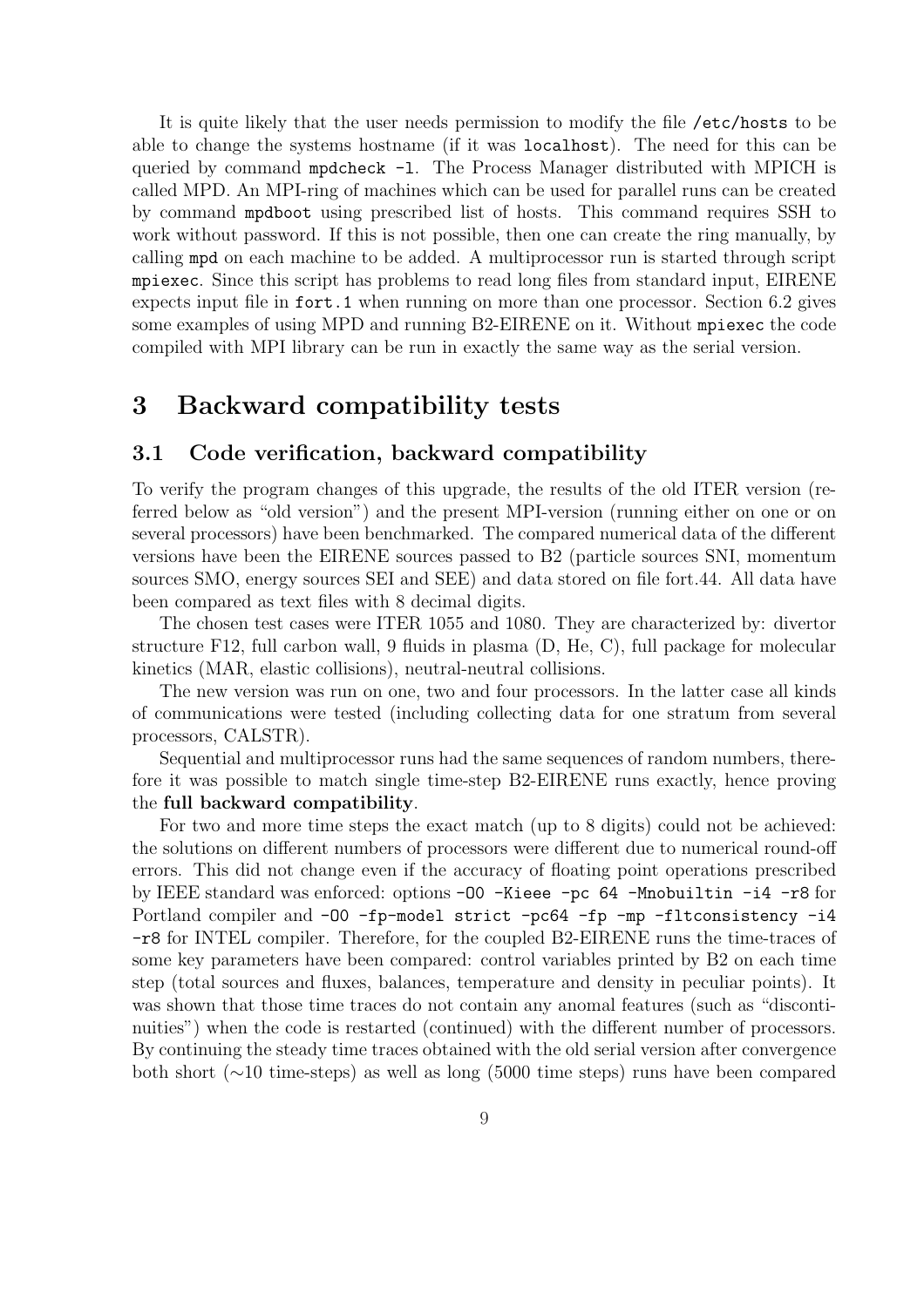It is quite likely that the user needs permission to modify the file `/etc/hosts` to be able to change the systems hostname (if it was `localhost`). The need for this can be queried by command `mpdcheck -l`. The Process Manager distributed with MPICH is called MPD. An MPI-ring of machines which can be used for parallel runs can be created by command `mpdboot` using prescribed list of hosts. This command requires SSH to work without password. If this is not possible, then one can create the ring manually, by calling `mpd` on each machine to be added. A multiprocessor run is started through script `mpiexec`. Since this script has problems to read long files from standard input, EIRENE expects input file in `fort.1` when running on more than one processor. Section 6.2 gives some examples of using MPD and running B2-EIRENE on it. Without `mpiexec` the code compiled with MPI library can be run in exactly the same way as the serial version.

# 3 Backward compatibility tests

## 3.1 Code verification, backward compatibility

To verify the program changes of this upgrade, the results of the old ITER version (referred below as "old version") and the present MPI-version (running either on one or on several processors) have been benchmarked. The compared numerical data of the different versions have been the EIRENE sources passed to B2 (particle sources SNI, momentum sources SMO, energy sources SEI and SEE) and data stored on file fort.44. All data have been compared as text files with 8 decimal digits.

The chosen test cases were ITER 1055 and 1080. They are characterized by: divertor structure F12, full carbon wall, 9 fluids in plasma (D, He, C), full package for molecular kinetics (MAR, elastic collisions), neutral-neutral collisions.

The new version was run on one, two and four processors. In the latter case all kinds of communications were tested (including collecting data for one stratum from several processors, CALSTR).

Sequential and multiprocessor runs had the same sequences of random numbers, therefore it was possible to match single time-step B2-EIRENE runs exactly, hence proving the **full backward compatibility**.

For two and more time steps the exact match (up to 8 digits) could not be achieved: the solutions on different numbers of processors were different due to numerical round-off errors. This did not change even if the accuracy of floating point operations prescribed by IEEE standard was enforced: options `-O0 -Kieee -pc 64 -Mnobuiltin -i4 -r8` for Portland compiler and `-O0 -fp-model strict -pc64 -fp -mp -fltconsistency -i4 -r8` for INTEL compiler. Therefore, for the coupled B2-EIRENE runs the time-traces of some key parameters have been compared: control variables printed by B2 on each time step (total sources and fluxes, balances, temperature and density in peculiar points). It was shown that those time traces do not contain any anomal features (such as "discontinuities") when the code is restarted (continued) with the different number of processors. By continuing the steady time traces obtained with the old serial version after convergence both short ($\sim$10 time-steps) as well as long (5000 time steps) runs have been compared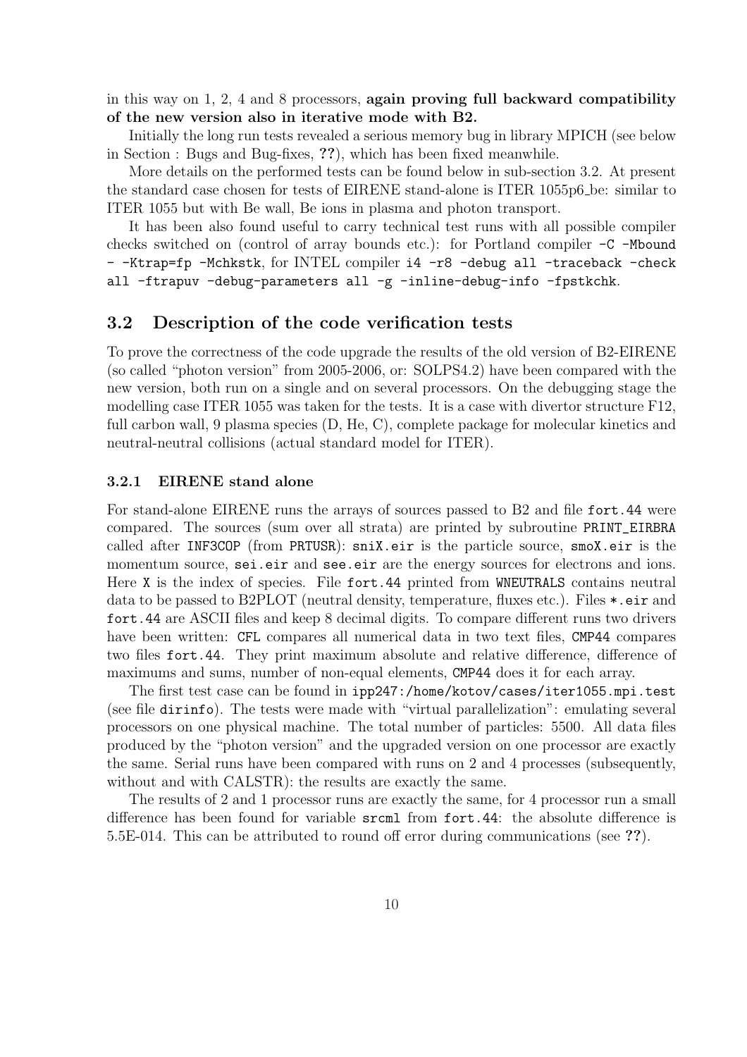in this way on 1, 2, 4 and 8 processors, **again proving full backward compatibility of the new version also in iterative mode with B2.**

Initially the long run tests revealed a serious memory bug in library MPICH (see below in Section : Bugs and Bug-fixes, **??**), which has been fixed meanwhile.

More details on the performed tests can be found below in sub-section 3.2. At present the standard case chosen for tests of EIRENE stand-alone is ITER 1055p6_be: similar to ITER 1055 but with Be wall, Be ions in plasma and photon transport.

It has been also found useful to carry technical test runs with all possible compiler checks switched on (control of array bounds etc.): for Portland compiler `-C -Mbound - -Ktrap=fp -Mchkstk`, for INTEL compiler `i4 -r8 -debug all -traceback -check all -ftrapuv -debug-parameters all -g -inline-debug-info -fpstkchk`.

## 3.2 Description of the code verification tests

To prove the correctness of the code upgrade the results of the old version of B2-EIRENE (so called "photon version" from 2005-2006, or: SOLPS4.2) have been compared with the new version, both run on a single and on several processors. On the debugging stage the modelling case ITER 1055 was taken for the tests. It is a case with divertor structure F12, full carbon wall, 9 plasma species (D, He, C), complete package for molecular kinetics and neutral-neutral collisions (actual standard model for ITER).

### 3.2.1 EIRENE stand alone

For stand-alone EIRENE runs the arrays of sources passed to B2 and file `fort.44` were compared. The sources (sum over all strata) are printed by subroutine `PRINT_EIRBRA` called after `INF3COP` (from `PRTUSR`): `sniX.eir` is the particle source, `smoX.eir` is the momentum source, `sei.eir` and `see.eir` are the energy sources for electrons and ions. Here `X` is the index of species. File `fort.44` printed from `WNEUTRALS` contains neutral data to be passed to B2PLOT (neutral density, temperature, fluxes etc.). Files `*.eir` and `fort.44` are ASCII files and keep 8 decimal digits. To compare different runs two drivers have been written: `CFL` compares all numerical data in two text files, `CMP44` compares two files `fort.44`. They print maximum absolute and relative difference, difference of maximums and sums, number of non-equal elements, `CMP44` does it for each array.

The first test case can be found in `ipp247:/home/kotov/cases/iter1055.mpi.test` (see file `dirinfo`). The tests were made with "virtual parallelization": emulating several processors on one physical machine. The total number of particles: 5500. All data files produced by the "photon version" and the upgraded version on one processor are exactly the same. Serial runs have been compared with runs on 2 and 4 processes (subsequently, without and with CALSTR): the results are exactly the same.

The results of 2 and 1 processor runs are exactly the same, for 4 processor run a small difference has been found for variable `srcml` from `fort.44`: the absolute difference is 5.5E-014. This can be attributed to round off error during communications (see **??**).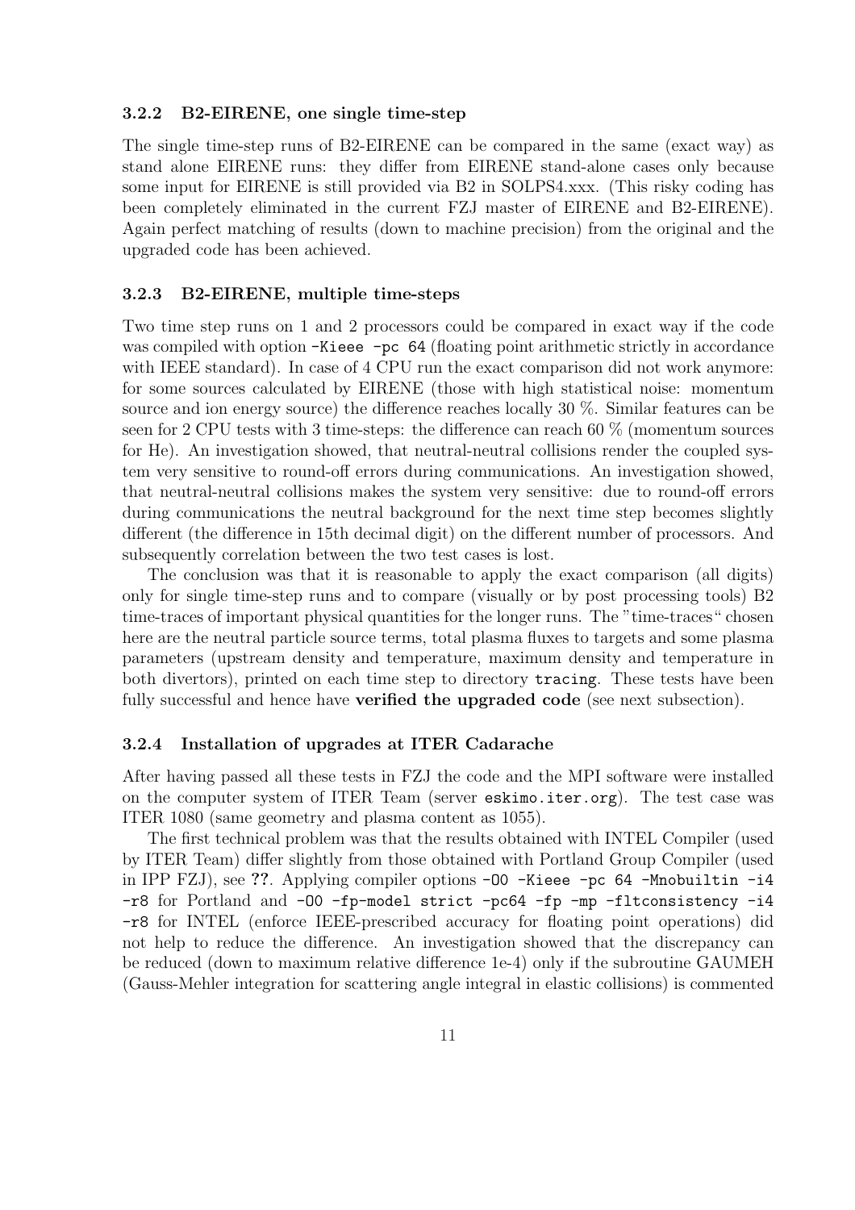#### 3.2.2 B2-EIRENE, one single time-step

The single time-step runs of B2-EIRENE can be compared in the same (exact way) as stand alone EIRENE runs: they differ from EIRENE stand-alone cases only because some input for EIRENE is still provided via B2 in SOLPS4.xxx. (This risky coding has been completely eliminated in the current FZJ master of EIRENE and B2-EIRENE). Again perfect matching of results (down to machine precision) from the original and the upgraded code has been achieved.

#### 3.2.3 B2-EIRENE, multiple time-steps

Two time step runs on 1 and 2 processors could be compared in exact way if the code was compiled with option `-Kieee -pc 64` (floating point arithmetic strictly in accordance with IEEE standard). In case of 4 CPU run the exact comparison did not work anymore: for some sources calculated by EIRENE (those with high statistical noise: momentum source and ion energy source) the difference reaches locally 30 %. Similar features can be seen for 2 CPU tests with 3 time-steps: the difference can reach 60 % (momentum sources for He). An investigation showed, that neutral-neutral collisions render the coupled system very sensitive to round-off errors during communications. An investigation showed, that neutral-neutral collisions makes the system very sensitive: due to round-off errors during communications the neutral background for the next time step becomes slightly different (the difference in 15th decimal digit) on the different number of processors. And subsequently correlation between the two test cases is lost.

The conclusion was that it is reasonable to apply the exact comparison (all digits) only for single time-step runs and to compare (visually or by post processing tools) B2 time-traces of important physical quantities for the longer runs. The "time-traces" chosen here are the neutral particle source terms, total plasma fluxes to targets and some plasma parameters (upstream density and temperature, maximum density and temperature in both divertors), printed on each time step to directory `tracing`. These tests have been fully successful and hence have **verified the upgraded code** (see next subsection).

#### 3.2.4 Installation of upgrades at ITER Cadarache

After having passed all these tests in FZJ the code and the MPI software were installed on the computer system of ITER Team (server `eskimo.iter.org`). The test case was ITER 1080 (same geometry and plasma content as 1055).

The first technical problem was that the results obtained with INTEL Compiler (used by ITER Team) differ slightly from those obtained with Portland Group Compiler (used in IPP FZJ), see **??**. Applying compiler options `-O0 -Kieee -pc 64 -Mnobuiltin -i4 -r8` for Portland and `-O0 -fp-model strict -pc64 -fp -mp -fltconsistency -i4 -r8` for INTEL (enforce IEEE-prescribed accuracy for floating point operations) did not help to reduce the difference. An investigation showed that the discrepancy can be reduced (down to maximum relative difference 1e-4) only if the subroutine GAUMEH (Gauss-Mehler integration for scattering angle integral in elastic collisions) is commented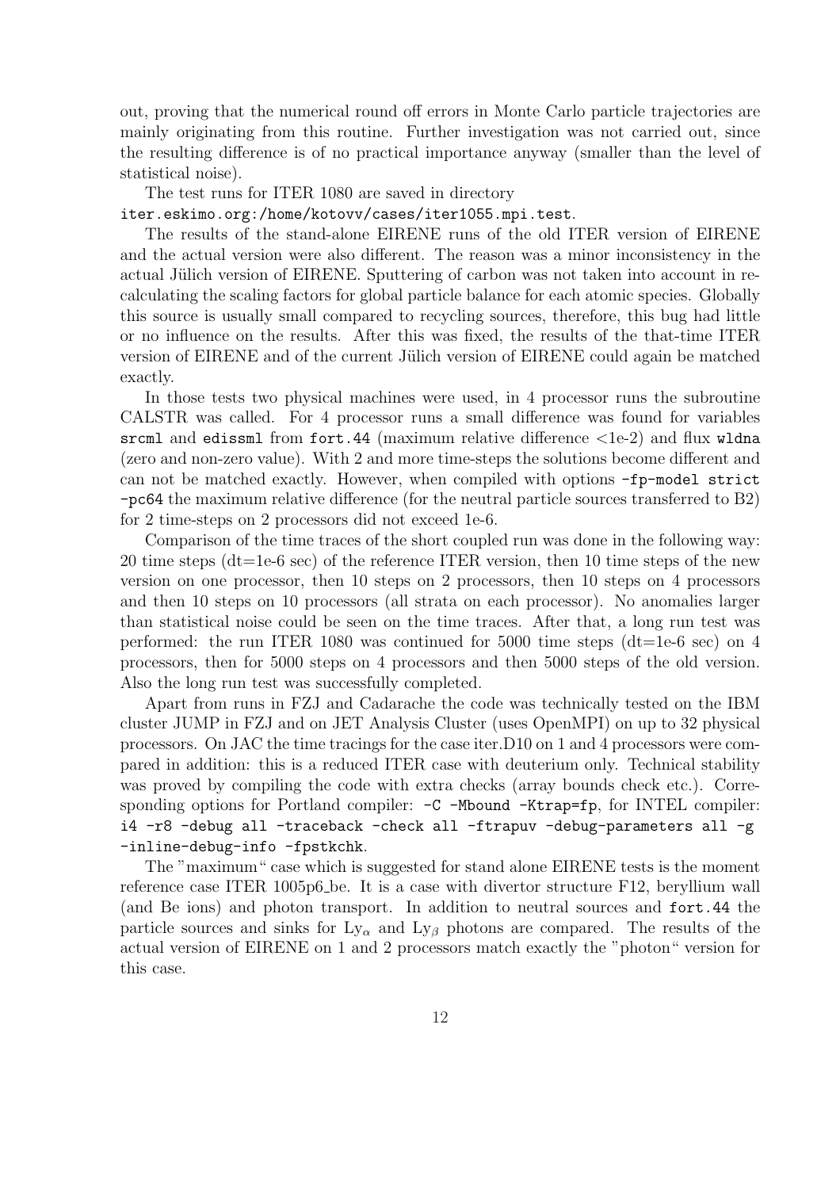out, proving that the numerical round off errors in Monte Carlo particle trajectories are mainly originating from this routine. Further investigation was not carried out, since the resulting difference is of no practical importance anyway (smaller than the level of statistical noise).

The test runs for ITER 1080 are saved in directory `iter.eskimo.org:/home/kotovv/cases/iter1055.mpi.test`.

The results of the stand-alone EIRENE runs of the old ITER version of EIRENE and the actual version were also different. The reason was a minor inconsistency in the actual Jülich version of EIRENE. Sputtering of carbon was not taken into account in recalculating the scaling factors for global particle balance for each atomic species. Globally this source is usually small compared to recycling sources, therefore, this bug had little or no influence on the results. After this was fixed, the results of the that-time ITER version of EIRENE and of the current Jülich version of EIRENE could again be matched exactly.

In those tests two physical machines were used, in 4 processor runs the subroutine CALSTR was called. For 4 processor runs a small difference was found for variables `srcml` and `edissml` from `fort.44` (maximum relative difference <1e-2) and flux `wldna` (zero and non-zero value). With 2 and more time-steps the solutions become different and can not be matched exactly. However, when compiled with options `-fp-model strict -pc64` the maximum relative difference (for the neutral particle sources transferred to B2) for 2 time-steps on 2 processors did not exceed 1e-6.

Comparison of the time traces of the short coupled run was done in the following way: 20 time steps (dt=1e-6 sec) of the reference ITER version, then 10 time steps of the new version on one processor, then 10 steps on 2 processors, then 10 steps on 4 processors and then 10 steps on 10 processors (all strata on each processor). No anomalies larger than statistical noise could be seen on the time traces. After that, a long run test was performed: the run ITER 1080 was continued for 5000 time steps (dt=1e-6 sec) on 4 processors, then for 5000 steps on 4 processors and then 5000 steps of the old version. Also the long run test was successfully completed.

Apart from runs in FZJ and Cadarache the code was technically tested on the IBM cluster JUMP in FZJ and on JET Analysis Cluster (uses OpenMPI) on up to 32 physical processors. On JAC the time tracings for the case iter.D10 on 1 and 4 processors were compared in addition: this is a reduced ITER case with deuterium only. Technical stability was proved by compiling the code with extra checks (array bounds check etc.). Corresponding options for Portland compiler: `-C -Mbound -Ktrap=fp`, for INTEL compiler: `i4 -r8 -debug all -traceback -check all -ftrapuv -debug-parameters all -g -inline-debug-info -fpstkchk`.

The "maximum" case which is suggested for stand alone EIRENE tests is the moment reference case ITER 1005p6_be. It is a case with divertor structure F12, beryllium wall (and Be ions) and photon transport. In addition to neutral sources and `fort.44` the particle sources and sinks for $Ly_\alpha$ and $Ly_\beta$ photons are compared. The results of the actual version of EIRENE on 1 and 2 processors match exactly the "photon" version for this case.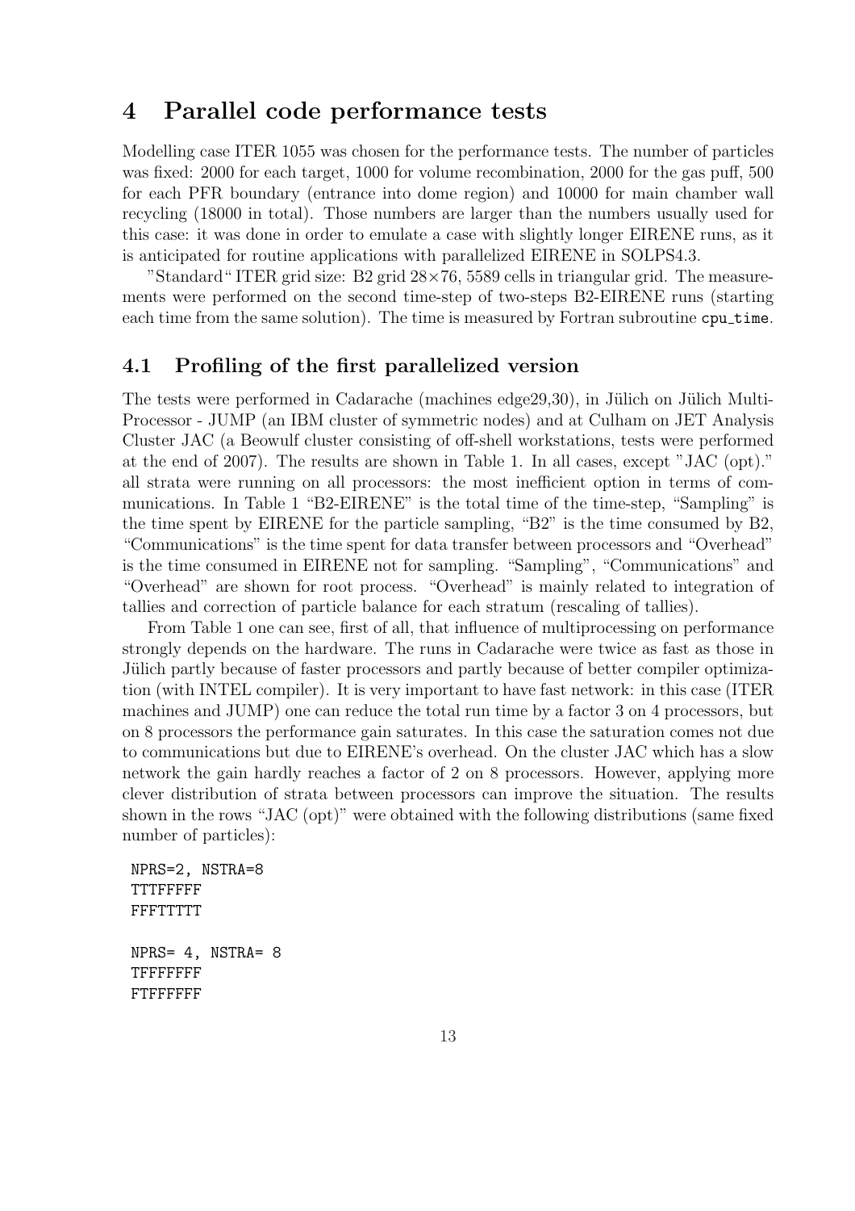# 4 Parallel code performance tests

Modelling case ITER 1055 was chosen for the performance tests. The number of particles was fixed: 2000 for each target, 1000 for volume recombination, 2000 for the gas puff, 500 for each PFR boundary (entrance into dome region) and 10000 for main chamber wall recycling (18000 in total). Those numbers are larger than the numbers usually used for this case: it was done in order to emulate a case with slightly longer EIRENE runs, as it is anticipated for routine applications with parallelized EIRENE in SOLPS4.3.

"Standard" ITER grid size: B2 grid 28×76, 5589 cells in triangular grid. The measurements were performed on the second time-step of two-steps B2-EIRENE runs (starting each time from the same solution). The time is measured by Fortran subroutine `cpu_time`.

## 4.1 Profiling of the first parallelized version

The tests were performed in Cadarache (machines edge29,30), in Jülich on Jülich Multi-Processor - JUMP (an IBM cluster of symmetric nodes) and at Culham on JET Analysis Cluster JAC (a Beowulf cluster consisting of off-shell workstations, tests were performed at the end of 2007). The results are shown in Table 1. In all cases, except "JAC (opt)." all strata were running on all processors: the most inefficient option in terms of communications. In Table 1 "B2-EIRENE" is the total time of the time-step, "Sampling" is the time spent by EIRENE for the particle sampling, "B2" is the time consumed by B2, "Communications" is the time spent for data transfer between processors and "Overhead" is the time consumed in EIRENE not for sampling. "Sampling", "Communications" and "Overhead" are shown for root process. "Overhead" is mainly related to integration of tallies and correction of particle balance for each stratum (rescaling of tallies).

From Table 1 one can see, first of all, that influence of multiprocessing on performance strongly depends on the hardware. The runs in Cadarache were twice as fast as those in Jülich partly because of faster processors and partly because of better compiler optimization (with INTEL compiler). It is very important to have fast network: in this case (ITER machines and JUMP) one can reduce the total run time by a factor 3 on 4 processors, but on 8 processors the performance gain saturates. In this case the saturation comes not due to communications but due to EIRENE's overhead. On the cluster JAC which has a slow network the gain hardly reaches a factor of 2 on 8 processors. However, applying more clever distribution of strata between processors can improve the situation. The results shown in the rows "JAC (opt)" were obtained with the following distributions (same fixed number of particles):

```
NPRS=2, NSTRA=8
TTTFFFFF
FFFTTTTT

NPRS= 4, NSTRA= 8
TFFFFFFF
FTFFFFFF
```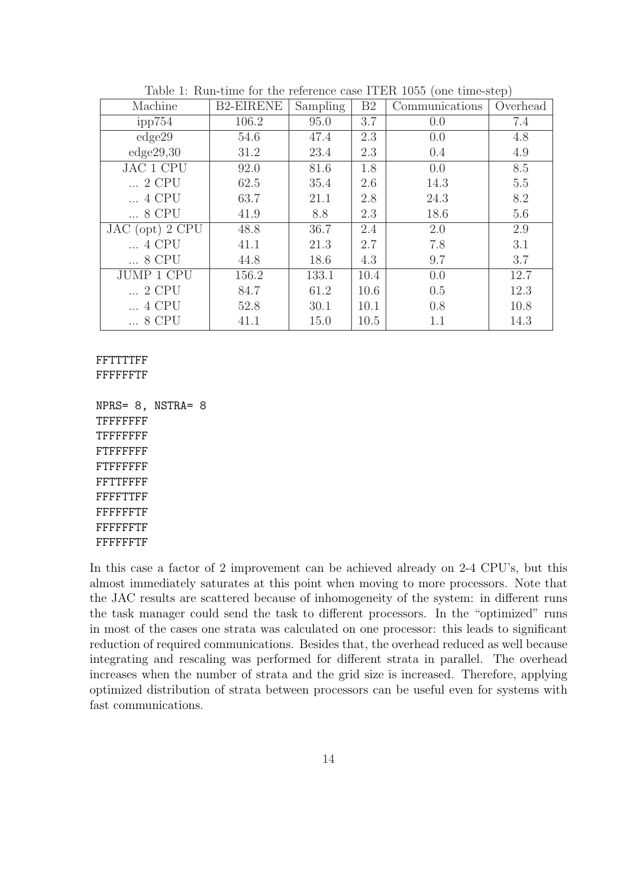Table 1: Run-time for the reference case ITER 1055 (one time-step)

| Machine | B2-EIRENE | Sampling | B2 | Communications | Overhead |
|---|---|---|---|---|---|
| ipp754 | 106.2 | 95.0 | 3.7 | 0.0 | 7.4 |
| edge29 | 54.6 | 47.4 | 2.3 | 0.0 | 4.8 |
| edge29,30 | 31.2 | 23.4 | 2.3 | 0.4 | 4.9 |
| JAC 1 CPU | 92.0 | 81.6 | 1.8 | 0.0 | 8.5 |
| ... 2 CPU | 62.5 | 35.4 | 2.6 | 14.3 | 5.5 |
| ... 4 CPU | 63.7 | 21.1 | 2.8 | 24.3 | 8.2 |
| ... 8 CPU | 41.9 | 8.8 | 2.3 | 18.6 | 5.6 |
| JAC (opt) 2 CPU | 48.8 | 36.7 | 2.4 | 2.0 | 2.9 |
| ... 4 CPU | 41.1 | 21.3 | 2.7 | 7.8 | 3.1 |
| ... 8 CPU | 44.8 | 18.6 | 4.3 | 9.7 | 3.7 |
| JUMP 1 CPU | 156.2 | 133.1 | 10.4 | 0.0 | 12.7 |
| ... 2 CPU | 84.7 | 61.2 | 10.6 | 0.5 | 12.3 |
| ... 4 CPU | 52.8 | 30.1 | 10.1 | 0.8 | 10.8 |
| ... 8 CPU | 41.1 | 15.0 | 10.5 | 1.1 | 14.3 |

```
FFTTTTFF
FFFFFFTF

NPRS= 8, NSTRA= 8
TFFFFFFF
TFFFFFFF
FTFFFFFF
FTFFFFFF
FFTTFFFF
FFFFTTFF
FFFFFFTF
FFFFFFTF
FFFFFFTF
```

In this case a factor of 2 improvement can be achieved already on 2-4 CPU's, but this almost immediately saturates at this point when moving to more processors. Note that the JAC results are scattered because of inhomogeneity of the system: in different runs the task manager could send the task to different processors. In the "optimized" runs in most of the cases one strata was calculated on one processor: this leads to significant reduction of required communications. Besides that, the overhead reduced as well because integrating and rescaling was performed for different strata in parallel. The overhead increases when the number of strata and the grid size is increased. Therefore, applying optimized distribution of strata between processors can be useful even for systems with fast communications.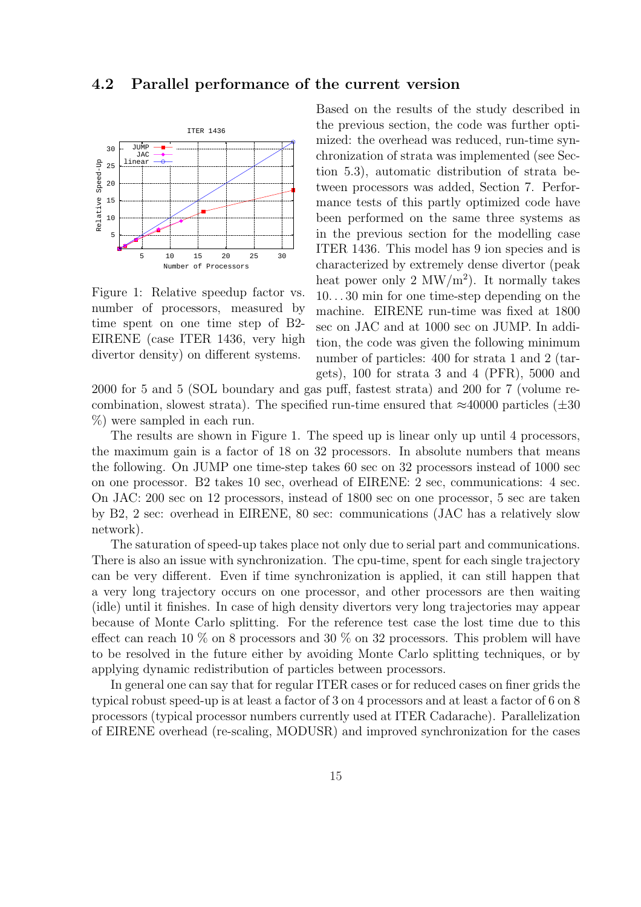## 4.2 Parallel performance of the current version

Figure 1: Relative speedup factor vs. number of processors, measured by time spent on one time step of B2-EIRENE (case ITER 1436, very high divertor density) on different systems.

Based on the results of the study described in the previous section, the code was further optimized: the overhead was reduced, run-time synchronization of strata was implemented (see Section 5.3), automatic distribution of strata between processors was added, Section 7. Performance tests of this partly optimized code have been performed on the same three systems as in the previous section for the modelling case ITER 1436. This model has 9 ion species and is characterized by extremely dense divertor (peak heat power only 2 MW/m$^2$). It normally takes 10…30 min for one time-step depending on the machine. EIRENE run-time was fixed at 1800 sec on JAC and at 1000 sec on JUMP. In addition, the code was given the following minimum number of particles: 400 for strata 1 and 2 (targets), 100 for strata 3 and 4 (PFR), 5000 and 2000 for 5 and 5 (SOL boundary and gas puff, fastest strata) and 200 for 7 (volume recombination, slowest strata). The specified run-time ensured that ≈40000 particles (±30 %) were sampled in each run.

The results are shown in Figure 1. The speed up is linear only up until 4 processors, the maximum gain is a factor of 18 on 32 processors. In absolute numbers that means the following. On JUMP one time-step takes 60 sec on 32 processors instead of 1000 sec on one processor. B2 takes 10 sec, overhead of EIRENE: 2 sec, communications: 4 sec. On JAC: 200 sec on 12 processors, instead of 1800 sec on one processor, 5 sec are taken by B2, 2 sec: overhead in EIRENE, 80 sec: communications (JAC has a relatively slow network).

The saturation of speed-up takes place not only due to serial part and communications. There is also an issue with synchronization. The cpu-time, spent for each single trajectory can be very different. Even if time synchronization is applied, it can still happen that a very long trajectory occurs on one processor, and other processors are then waiting (idle) until it finishes. In case of high density divertors very long trajectories may appear because of Monte Carlo splitting. For the reference test case the lost time due to this effect can reach 10 % on 8 processors and 30 % on 32 processors. This problem will have to be resolved in the future either by avoiding Monte Carlo splitting techniques, or by applying dynamic redistribution of particles between processors.

In general one can say that for regular ITER cases or for reduced cases on finer grids the typical robust speed-up is at least a factor of 3 on 4 processors and at least a factor of 6 on 8 processors (typical processor numbers currently used at ITER Cadarache). Parallelization of EIRENE overhead (re-scaling, MODUSR) and improved synchronization for the cases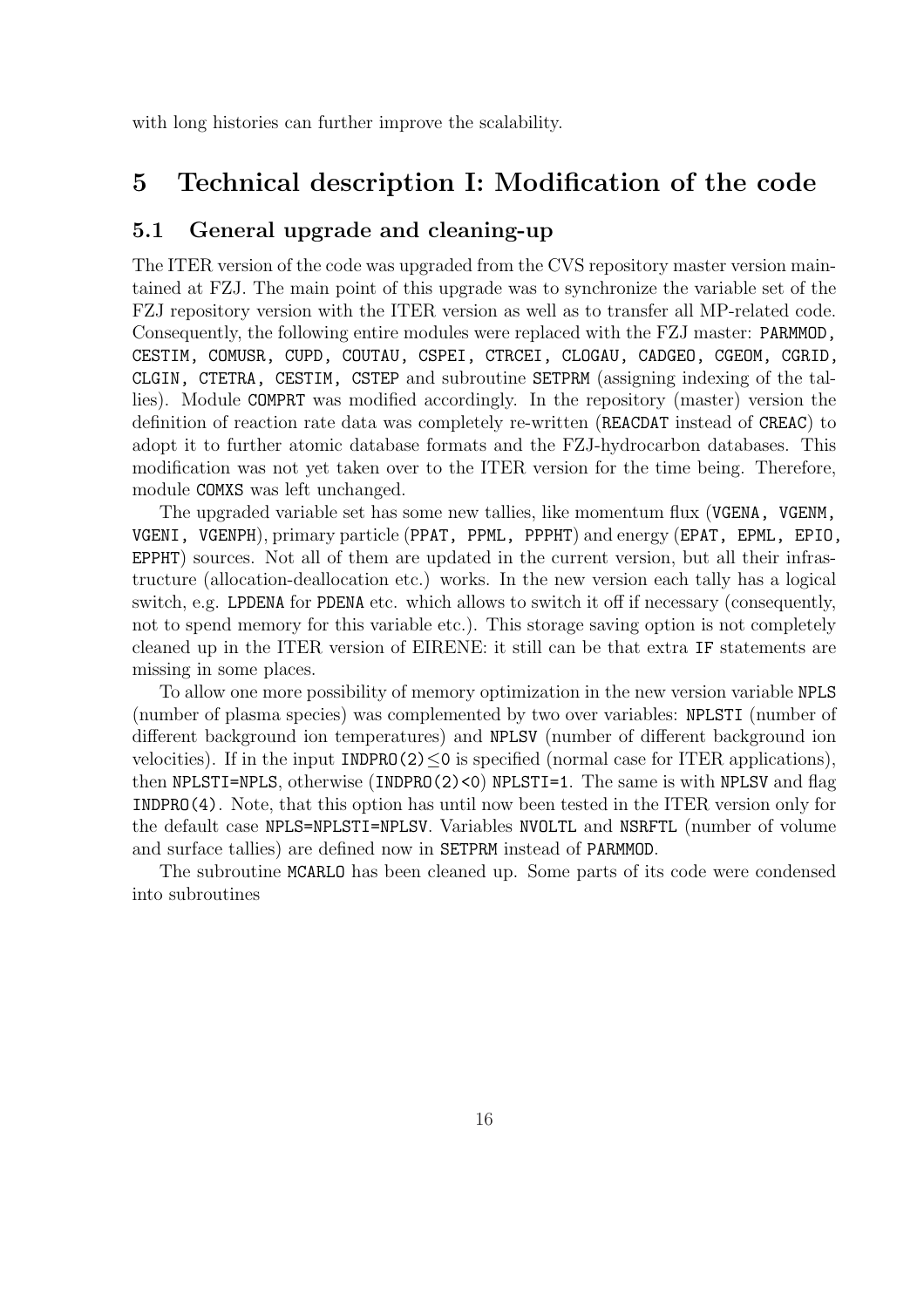with long histories can further improve the scalability.

# 5 Technical description I: Modification of the code

## 5.1 General upgrade and cleaning-up

The ITER version of the code was upgraded from the CVS repository master version maintained at FZJ. The main point of this upgrade was to synchronize the variable set of the FZJ repository version with the ITER version as well as to transfer all MP-related code. Consequently, the following entire modules were replaced with the FZJ master: `PARMMOD, CESTIM, COMUSR, CUPD, COUTAU, CSPEI, CTRCEI, CLOGAU, CADGEO, CGEOM, CGRID, CLGIN, CTETRA, CESTIM, CSTEP` and subroutine `SETPRM` (assigning indexing of the tallies). Module `COMPRT` was modified accordingly. In the repository (master) version the definition of reaction rate data was completely re-written (`REACDAT` instead of `CREAC`) to adopt it to further atomic database formats and the FZJ-hydrocarbon databases. This modification was not yet taken over to the ITER version for the time being. Therefore, module `COMXS` was left unchanged.

The upgraded variable set has some new tallies, like momentum flux (`VGENA, VGENM, VGENI, VGENPH`), primary particle (`PPAT, PPML, PPPHT`) and energy (`EPAT, EPML, EPIO, EPPHT`) sources. Not all of them are updated in the current version, but all their infrastructure (allocation-deallocation etc.) works. In the new version each tally has a logical switch, e.g. `LPDENA` for `PDENA` etc. which allows to switch it off if necessary (consequently, not to spend memory for this variable etc.). This storage saving option is not completely cleaned up in the ITER version of EIRENE: it still can be that extra `IF` statements are missing in some places.

To allow one more possibility of memory optimization in the new version variable `NPLS` (number of plasma species) was complemented by two over variables: `NPLSTI` (number of different background ion temperatures) and `NPLSV` (number of different background ion velocities). If in the input `INDPRO(2)`$\leq$`0` is specified (normal case for ITER applications), then `NPLSTI=NPLS`, otherwise (`INDPRO(2)<0`) `NPLSTI=1`. The same is with `NPLSV` and flag `INDPRO(4)`. Note, that this option has until now been tested in the ITER version only for the default case `NPLS=NPLSTI=NPLSV`. Variables `NVOLTL` and `NSRFTL` (number of volume and surface tallies) are defined now in `SETPRM` instead of `PARMMOD`.

The subroutine `MCARLO` has been cleaned up. Some parts of its code were condensed into subroutines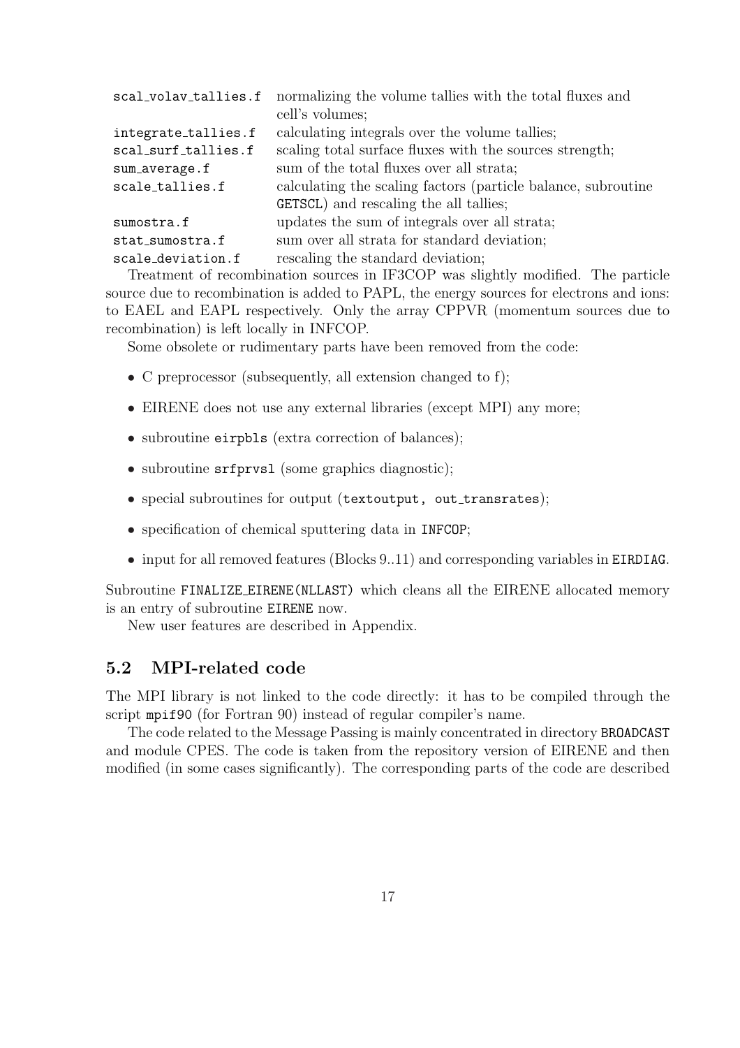| | |
|---|---|
| `scal_volav_tallies.f` | normalizing the volume tallies with the total fluxes and cell's volumes; |
| `integrate_tallies.f` | calculating integrals over the volume tallies; |
| `scal_surf_tallies.f` | scaling total surface fluxes with the sources strength; |
| `sum_average.f` | sum of the total fluxes over all strata; |
| `scale_tallies.f` | calculating the scaling factors (particle balance, subroutine `GETSCL`) and rescaling the all tallies; |
| `sumostra.f` | updates the sum of integrals over all strata; |
| `stat_sumostra.f` | sum over all strata for standard deviation; |
| `scale_deviation.f` | rescaling the standard deviation; |

Treatment of recombination sources in IF3COP was slightly modified. The particle source due to recombination is added to PAPL, the energy sources for electrons and ions: to EAEL and EAPL respectively. Only the array CPPVR (momentum sources due to recombination) is left locally in INFCOP.

Some obsolete or rudimentary parts have been removed from the code:

- C preprocessor (subsequently, all extension changed to f);
- EIRENE does not use any external libraries (except MPI) any more;
- subroutine `eirpbls` (extra correction of balances);
- subroutine `srfprvsl` (some graphics diagnostic);
- special subroutines for output (`textoutput, out_transrates`);
- specification of chemical sputtering data in `INFCOP`;
- input for all removed features (Blocks 9..11) and corresponding variables in `EIRDIAG`.

Subroutine `FINALIZE_EIRENE(NLLAST)` which cleans all the EIRENE allocated memory is an entry of subroutine `EIRENE` now.

New user features are described in Appendix.

## 5.2 MPI-related code

The MPI library is not linked to the code directly: it has to be compiled through the script `mpif90` (for Fortran 90) instead of regular compiler's name.

The code related to the Message Passing is mainly concentrated in directory `BROADCAST` and module CPES. The code is taken from the repository version of EIRENE and then modified (in some cases significantly). The corresponding parts of the code are described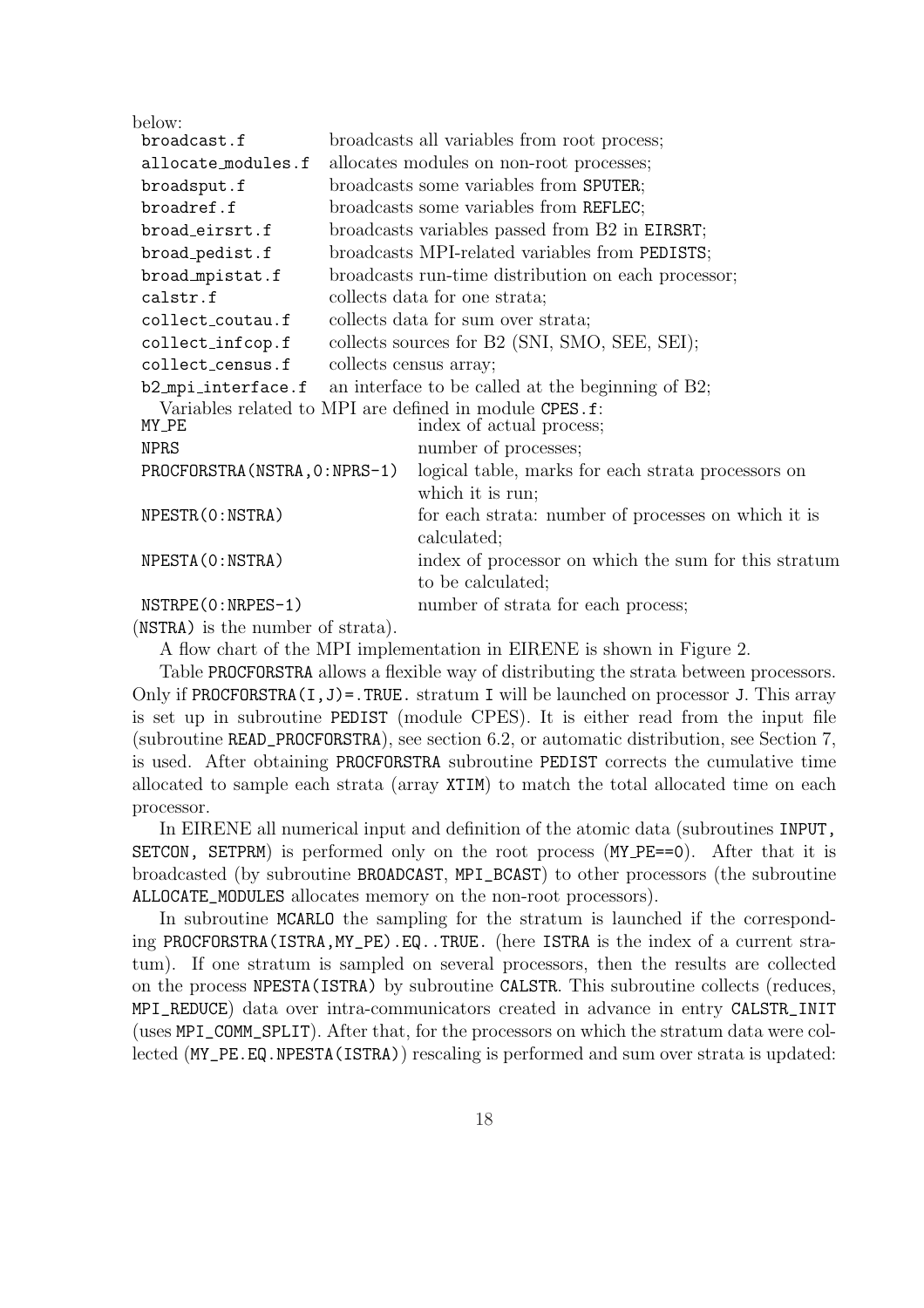below:

| | |
|---|---|
| `broadcast.f` | broadcasts all variables from root process; |
| `allocate_modules.f` | allocates modules on non-root processes; |
| `broadsput.f` | broadcasts some variables from `SPUTER`; |
| `broadref.f` | broadcasts some variables from `REFLEC`; |
| `broad_eirsrt.f` | broadcasts variables passed from B2 in `EIRSRT`; |
| `broad_pedist.f` | broadcasts MPI-related variables from `PEDISTS`; |
| `broad_mpistat.f` | broadcasts run-time distribution on each processor; |
| `calstr.f` | collects data for one strata; |
| `collect_coutau.f` | collects data for sum over strata; |
| `collect_infcop.f` | collects sources for B2 (SNI, SMO, SEE, SEI); |
| `collect_census.f` | collects census array; |
| `b2_mpi_interface.f` | an interface to be called at the beginning of B2; |

Variables related to MPI are defined in module `CPES.f`:

| | |
|---|---|
| `MY_PE` | index of actual process; |
| `NPRS` | number of processes; |
| `PROCFORSTRA(NSTRA,0:NPRS-1)` | logical table, marks for each strata processors on which it is run; |
| `NPESTR(0:NSTRA)` | for each strata: number of processes on which it is calculated; |
| `NPESTA(0:NSTRA)` | index of processor on which the sum for this stratum to be calculated; |
| `NSTRPE(0:NRPES-1)` | number of strata for each process; |

(`NSTRA`) is the number of strata).

A flow chart of the MPI implementation in EIRENE is shown in Figure 2.

Table `PROCFORSTRA` allows a flexible way of distributing the strata between processors. Only if `PROCFORSTRA(I,J)=.TRUE.` stratum `I` will be launched on processor `J`. This array is set up in subroutine `PEDIST` (module CPES). It is either read from the input file (subroutine `READ_PROCFORSTRA`), see section 6.2, or automatic distribution, see Section 7, is used. After obtaining `PROCFORSTRA` subroutine `PEDIST` corrects the cumulative time allocated to sample each strata (array `XTIM`) to match the total allocated time on each processor.

In EIRENE all numerical input and definition of the atomic data (subroutines `INPUT, SETCON, SETPRM`) is performed only on the root process (`MY_PE==0`). After that it is broadcasted (by subroutine `BROADCAST`, `MPI_BCAST`) to other processors (the subroutine `ALLOCATE_MODULES` allocates memory on the non-root processors).

In subroutine `MCARLO` the sampling for the stratum is launched if the corresponding `PROCFORSTRA(ISTRA,MY_PE).EQ..TRUE.` (here `ISTRA` is the index of a current stratum). If one stratum is sampled on several processors, then the results are collected on the process `NPESTA(ISTRA)` by subroutine `CALSTR`. This subroutine collects (reduces, `MPI_REDUCE`) data over intra-communicators created in advance in entry `CALSTR_INIT` (uses `MPI_COMM_SPLIT`). After that, for the processors on which the stratum data were collected (`MY_PE.EQ.NPESTA(ISTRA)`) rescaling is performed and sum over strata is updated: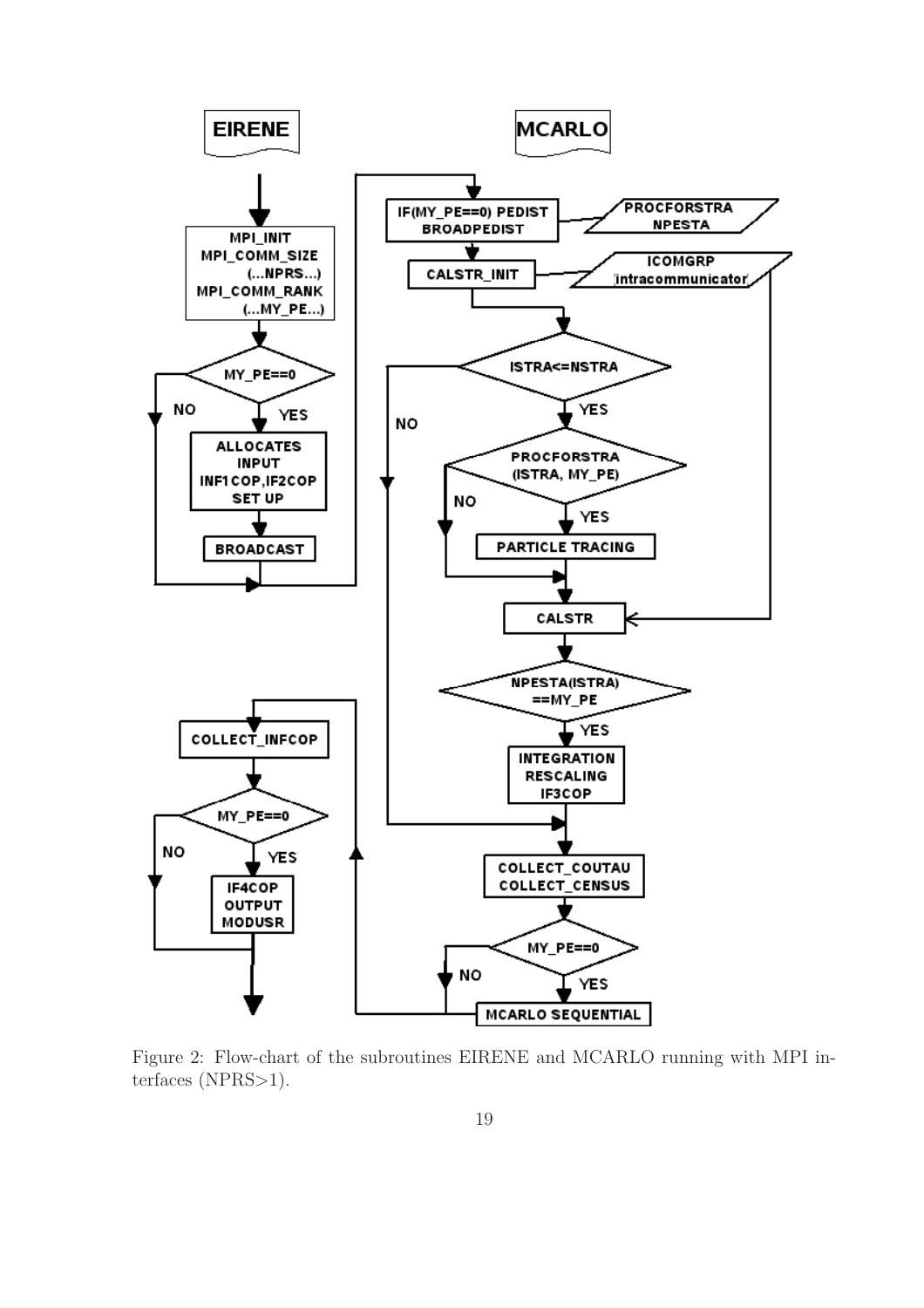Figure 2: Flow-chart of the subroutines EIRENE and MCARLO running with MPI interfaces (NPRS>1).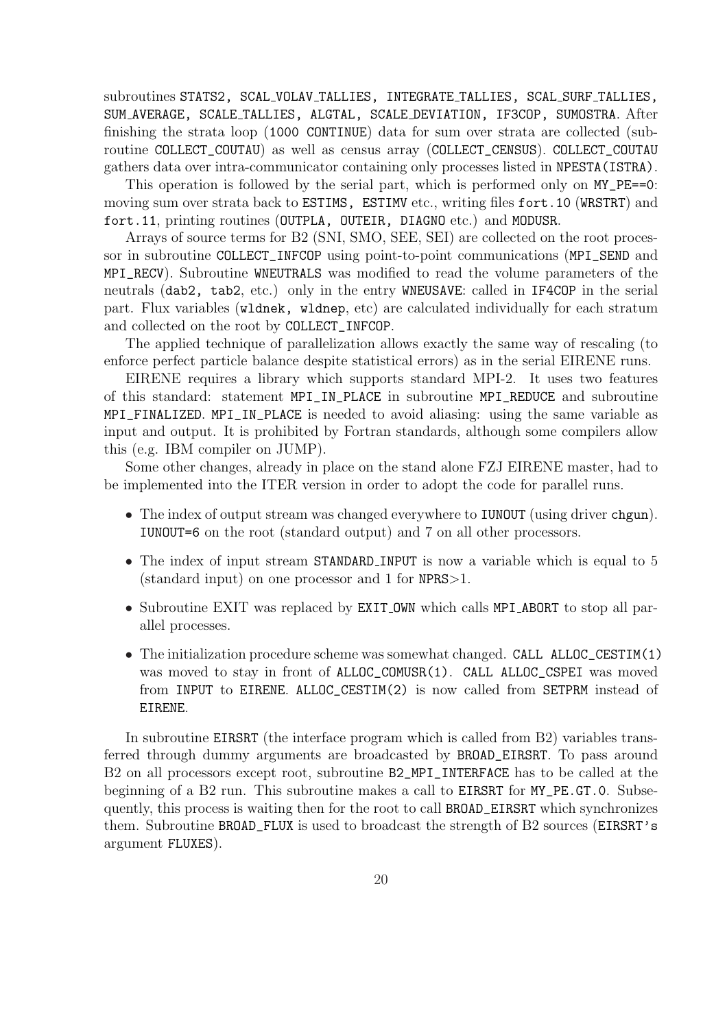subroutines STATS2, SCAL_VOLAV_TALLIES, INTEGRATE_TALLIES, SCAL_SURF_TALLIES, SUM_AVERAGE, SCALE_TALLIES, ALGTAL, SCALE_DEVIATION, IF3COP, SUMOSTRA. After finishing the strata loop (1000 CONTINUE) data for sum over strata are collected (subroutine COLLECT_COUTAU) as well as census array (COLLECT_CENSUS). COLLECT_COUTAU gathers data over intra-communicator containing only processes listed in NPESTA(ISTRA).

This operation is followed by the serial part, which is performed only on MY_PE==0: moving sum over strata back to ESTIMS, ESTIMV etc., writing files fort.10 (WRSTRT) and fort.11, printing routines (OUTPLA, OUTEIR, DIAGNO etc.) and MODUSR.

Arrays of source terms for B2 (SNI, SMO, SEE, SEI) are collected on the root processor in subroutine COLLECT_INFCOP using point-to-point communications (MPI_SEND and MPI_RECV). Subroutine WNEUTRALS was modified to read the volume parameters of the neutrals (dab2, tab2, etc.) only in the entry WNEUSAVE: called in IF4COP in the serial part. Flux variables (wldnek, wldnep, etc) are calculated individually for each stratum and collected on the root by COLLECT_INFCOP.

The applied technique of parallelization allows exactly the same way of rescaling (to enforce perfect particle balance despite statistical errors) as in the serial EIRENE runs.

EIRENE requires a library which supports standard MPI-2. It uses two features of this standard: statement MPI_IN_PLACE in subroutine MPI_REDUCE and subroutine MPI_FINALIZED. MPI_IN_PLACE is needed to avoid aliasing: using the same variable as input and output. It is prohibited by Fortran standards, although some compilers allow this (e.g. IBM compiler on JUMP).

Some other changes, already in place on the stand alone FZJ EIRENE master, had to be implemented into the ITER version in order to adopt the code for parallel runs.

- The index of output stream was changed everywhere to IUNOUT (using driver chgun). IUNOUT=6 on the root (standard output) and 7 on all other processors.
- The index of input stream STANDARD_INPUT is now a variable which is equal to 5 (standard input) on one processor and 1 for NPRS>1.
- Subroutine EXIT was replaced by EXIT_OWN which calls MPI_ABORT to stop all parallel processes.
- The initialization procedure scheme was somewhat changed. CALL ALLOC_CESTIM(1) was moved to stay in front of ALLOC_COMUSR(1). CALL ALLOC_CSPEI was moved from INPUT to EIRENE. ALLOC_CESTIM(2) is now called from SETPRM instead of EIRENE.

In subroutine EIRSRT (the interface program which is called from B2) variables transferred through dummy arguments are broadcasted by BROAD_EIRSRT. To pass around B2 on all processors except root, subroutine B2_MPI_INTERFACE has to be called at the beginning of a B2 run. This subroutine makes a call to EIRSRT for MY_PE.GT.0. Subsequently, this process is waiting then for the root to call BROAD_EIRSRT which synchronizes them. Subroutine BROAD_FLUX is used to broadcast the strength of B2 sources (EIRSRT's argument FLUXES).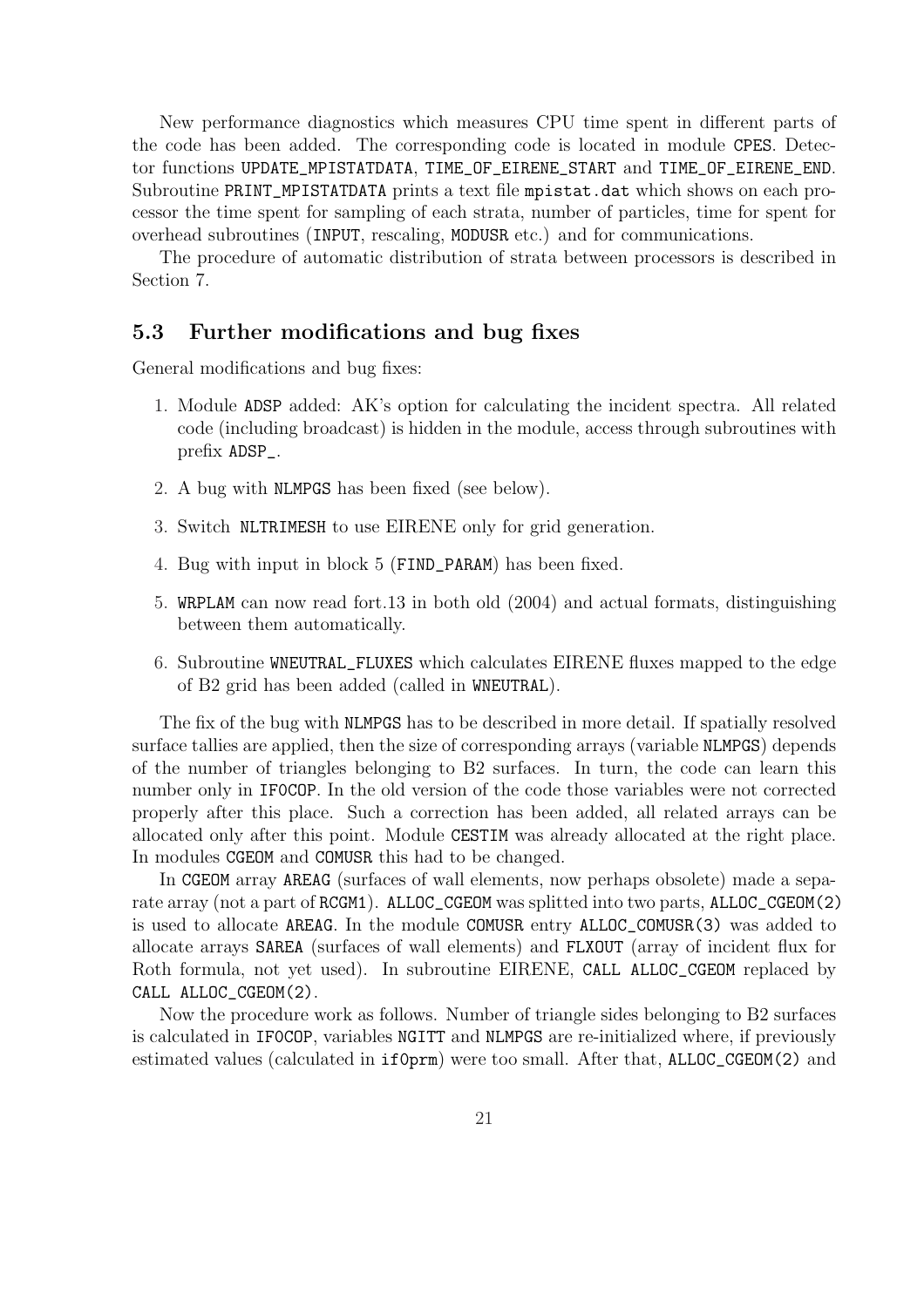New performance diagnostics which measures CPU time spent in different parts of the code has been added. The corresponding code is located in module `CPES`. Detector functions `UPDATE_MPISTATDATA`, `TIME_OF_EIRENE_START` and `TIME_OF_EIRENE_END`. Subroutine `PRINT_MPISTATDATA` prints a text file `mpistat.dat` which shows on each processor the time spent for sampling of each strata, number of particles, time for spent for overhead subroutines (`INPUT`, rescaling, `MODUSR` etc.) and for communications.

The procedure of automatic distribution of strata between processors is described in Section 7.

## 5.3 Further modifications and bug fixes

General modifications and bug fixes:

1. Module `ADSP` added: AK's option for calculating the incident spectra. All related code (including broadcast) is hidden in the module, access through subroutines with prefix `ADSP_`.
2. A bug with `NLMPGS` has been fixed (see below).
3. Switch `NLTRIMESH` to use EIRENE only for grid generation.
4. Bug with input in block 5 (`FIND_PARAM`) has been fixed.
5. `WRPLAM` can now read fort.13 in both old (2004) and actual formats, distinguishing between them automatically.
6. Subroutine `WNEUTRAL_FLUXES` which calculates EIRENE fluxes mapped to the edge of B2 grid has been added (called in `WNEUTRAL`).

The fix of the bug with `NLMPGS` has to be described in more detail. If spatially resolved surface tallies are applied, then the size of corresponding arrays (variable `NLMPGS`) depends of the number of triangles belonging to B2 surfaces. In turn, the code can learn this number only in `IF0COP`. In the old version of the code those variables were not corrected properly after this place. Such a correction has been added, all related arrays can be allocated only after this point. Module `CESTIM` was already allocated at the right place. In modules `CGEOM` and `COMUSR` this had to be changed.

In `CGEOM` array `AREAG` (surfaces of wall elements, now perhaps obsolete) made a separate array (not a part of `RCGM1`). `ALLOC_CGEOM` was splitted into two parts, `ALLOC_CGEOM(2)` is used to allocate `AREAG`. In the module `COMUSR` entry `ALLOC_COMUSR(3)` was added to allocate arrays `SAREA` (surfaces of wall elements) and `FLXOUT` (array of incident flux for Roth formula, not yet used). In subroutine EIRENE, `CALL ALLOC_CGEOM` replaced by `CALL ALLOC_CGEOM(2)`.

Now the procedure work as follows. Number of triangle sides belonging to B2 surfaces is calculated in `IF0COP`, variables `NGITT` and `NLMPGS` are re-initialized where, if previously estimated values (calculated in `if0prm`) were too small. After that, `ALLOC_CGEOM(2)` and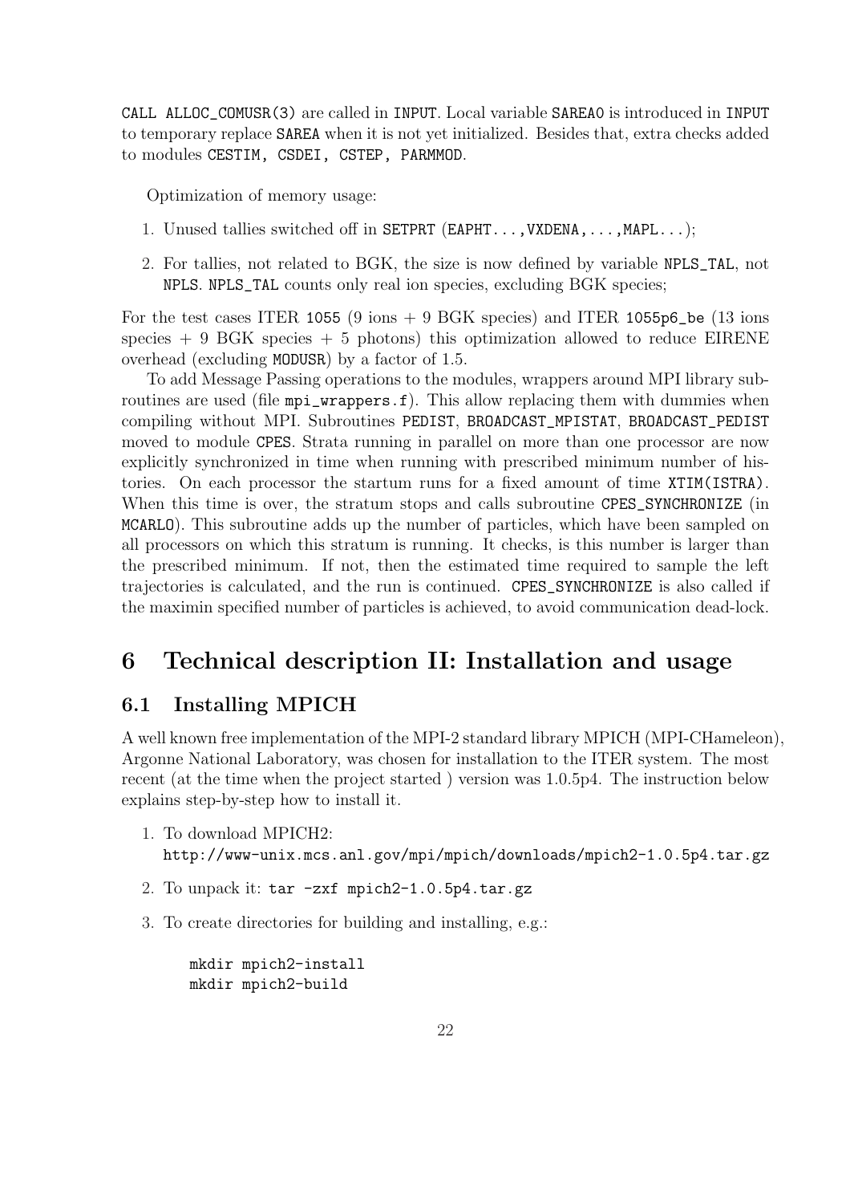CALL ALLOC_COMUSR(3) are called in INPUT. Local variable SAREA0 is introduced in INPUT to temporary replace SAREA when it is not yet initialized. Besides that, extra checks added to modules CESTIM, CSDEI, CSTEP, PARMMOD.

Optimization of memory usage:

1. Unused tallies switched off in SETPRT (EAPHT...,VXDENA,...,MAPL...);
2. For tallies, not related to BGK, the size is now defined by variable NPLS_TAL, not NPLS. NPLS_TAL counts only real ion species, excluding BGK species;

For the test cases ITER 1055 (9 ions + 9 BGK species) and ITER 1055p6_be (13 ions species + 9 BGK species + 5 photons) this optimization allowed to reduce EIRENE overhead (excluding MODUSR) by a factor of 1.5.

To add Message Passing operations to the modules, wrappers around MPI library subroutines are used (file mpi_wrappers.f). This allow replacing them with dummies when compiling without MPI. Subroutines PEDIST, BROADCAST_MPISTAT, BROADCAST_PEDIST moved to module CPES. Strata running in parallel on more than one processor are now explicitly synchronized in time when running with prescribed minimum number of histories. On each processor the startum runs for a fixed amount of time XTIM(ISTRA). When this time is over, the stratum stops and calls subroutine CPES_SYNCHRONIZE (in MCARLO). This subroutine adds up the number of particles, which have been sampled on all processors on which this stratum is running. It checks, is this number is larger than the prescribed minimum. If not, then the estimated time required to sample the left trajectories is calculated, and the run is continued. CPES_SYNCHRONIZE is also called if the maximin specified number of particles is achieved, to avoid communication dead-lock.

# 6 Technical description II: Installation and usage

## 6.1 Installing MPICH

A well known free implementation of the MPI-2 standard library MPICH (MPI-CHameleon), Argonne National Laboratory, was chosen for installation to the ITER system. The most recent (at the time when the project started ) version was 1.0.5p4. The instruction below explains step-by-step how to install it.

1. To download MPICH2:
   http://www-unix.mcs.anl.gov/mpi/mpich/downloads/mpich2-1.0.5p4.tar.gz
2. To unpack it: tar -zxf mpich2-1.0.5p4.tar.gz
3. To create directories for building and installing, e.g.:

```
mkdir mpich2-install
mkdir mpich2-build
```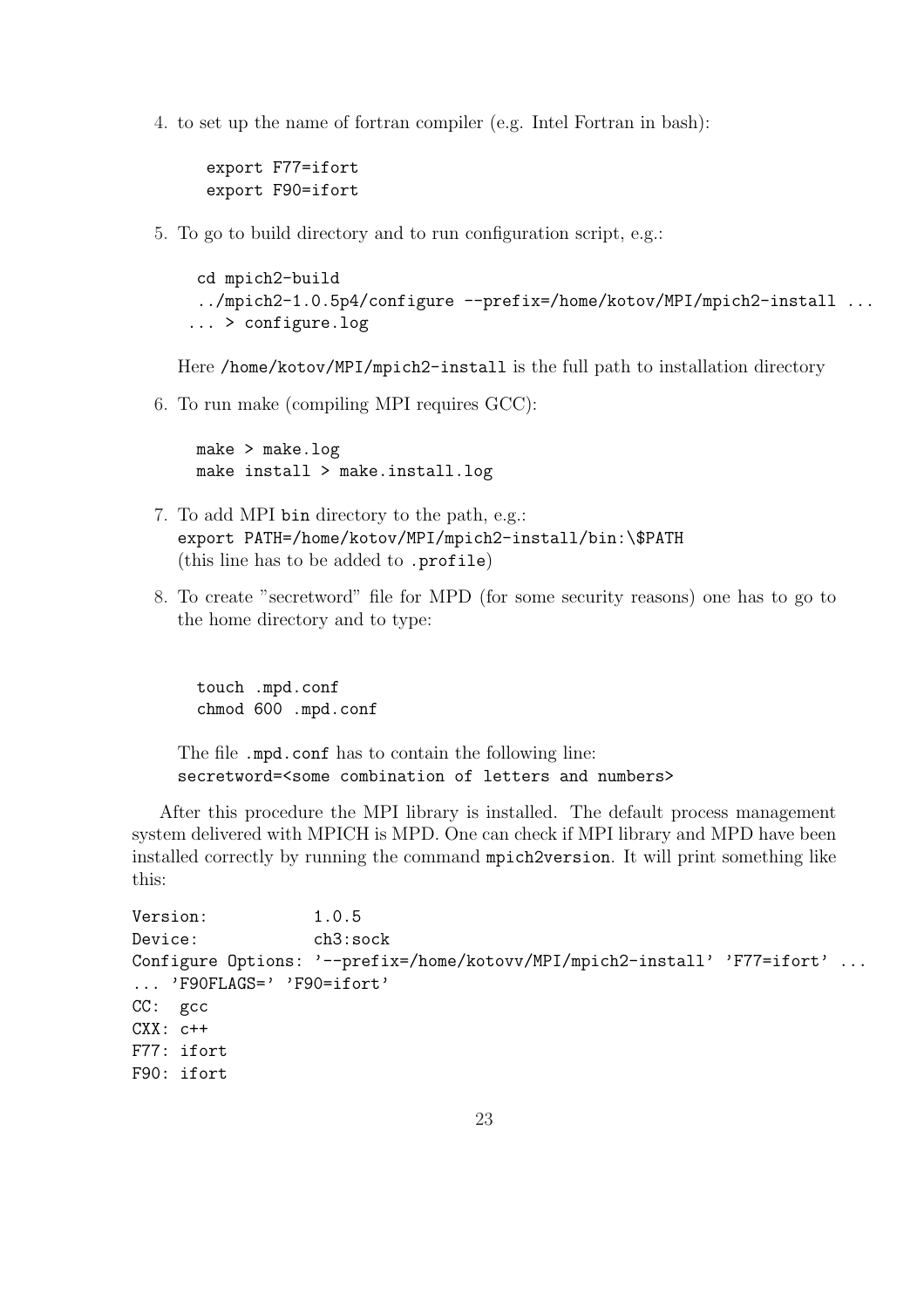4. to set up the name of fortran compiler (e.g. Intel Fortran in bash):

   ```
   export F77=ifort
   export F90=ifort
   ```

5. To go to build directory and to run configuration script, e.g.:

   ```
   cd mpich2-build
   ../mpich2-1.0.5p4/configure --prefix=/home/kotov/MPI/mpich2-install ...
   ... > configure.log
   ```

   Here `/home/kotov/MPI/mpich2-install` is the full path to installation directory

6. To run make (compiling MPI requires GCC):

   ```
   make > make.log
   make install > make.install.log
   ```

7. To add MPI `bin` directory to the path, e.g.:
   `export PATH=/home/kotov/MPI/mpich2-install/bin:\$PATH`
   (this line has to be added to `.profile`)

8. To create "secretword" file for MPD (for some security reasons) one has to go to the home directory and to type:

   ```
   touch .mpd.conf
   chmod 600 .mpd.conf
   ```

   The file `.mpd.conf` has to contain the following line:
   `secretword=<some combination of letters and numbers>`

After this procedure the MPI library is installed. The default process management system delivered with MPICH is MPD. One can check if MPI library and MPD have been installed correctly by running the command `mpich2version`. It will print something like this:

```
Version:           1.0.5
Device:            ch3:sock
Configure Options: '--prefix=/home/kotovv/MPI/mpich2-install' 'F77=ifort' ...
... 'F90FLAGS=' 'F90=ifort'
CC:  gcc
CXX: c++
F77: ifort
F90: ifort
```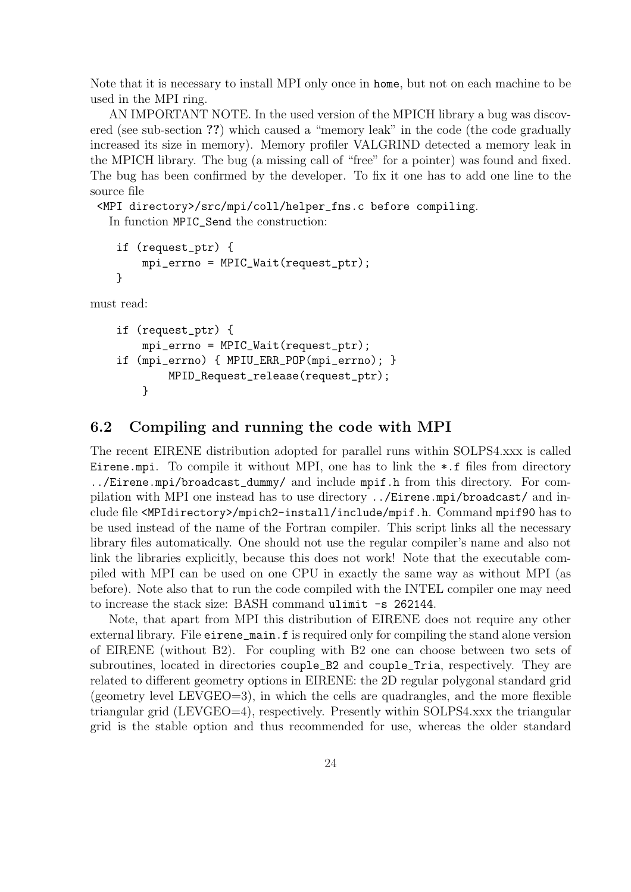Note that it is necessary to install MPI only once in `home`, but not on each machine to be used in the MPI ring.

AN IMPORTANT NOTE. In the used version of the MPICH library a bug was discovered (see sub-section **??**) which caused a "memory leak" in the code (the code gradually increased its size in memory). Memory profiler VALGRIND detected a memory leak in the MPICH library. The bug (a missing call of "free" for a pointer) was found and fixed. The bug has been confirmed by the developer. To fix it one has to add one line to the source file

`<MPI directory>/src/mpi/coll/helper_fns.c before compiling`.

In function `MPIC_Send` the construction:

```
if (request_ptr) {
    mpi_errno = MPIC_Wait(request_ptr);
}
```

must read:

```
if (request_ptr) {
    mpi_errno = MPIC_Wait(request_ptr);
if (mpi_errno) { MPIU_ERR_POP(mpi_errno); }
        MPID_Request_release(request_ptr);
    }
```

## 6.2 Compiling and running the code with MPI

The recent EIRENE distribution adopted for parallel runs within SOLPS4.xxx is called `Eirene.mpi`. To compile it without MPI, one has to link the `*.f` files from directory `../Eirene.mpi/broadcast_dummy/` and include `mpif.h` from this directory. For compilation with MPI one instead has to use directory `../Eirene.mpi/broadcast/` and include file `<MPIdirectory>/mpich2-install/include/mpif.h`. Command `mpif90` has to be used instead of the name of the Fortran compiler. This script links all the necessary library files automatically. One should not use the regular compiler's name and also not link the libraries explicitly, because this does not work! Note that the executable compiled with MPI can be used on one CPU in exactly the same way as without MPI (as before). Note also that to run the code compiled with the INTEL compiler one may need to increase the stack size: BASH command `ulimit -s 262144`.

Note, that apart from MPI this distribution of EIRENE does not require any other external library. File `eirene_main.f` is required only for compiling the stand alone version of EIRENE (without B2). For coupling with B2 one can choose between two sets of subroutines, located in directories `couple_B2` and `couple_Tria`, respectively. They are related to different geometry options in EIRENE: the 2D regular polygonal standard grid (geometry level LEVGEO=3), in which the cells are quadrangles, and the more flexible triangular grid (LEVGEO=4), respectively. Presently within SOLPS4.xxx the triangular grid is the stable option and thus recommended for use, whereas the older standard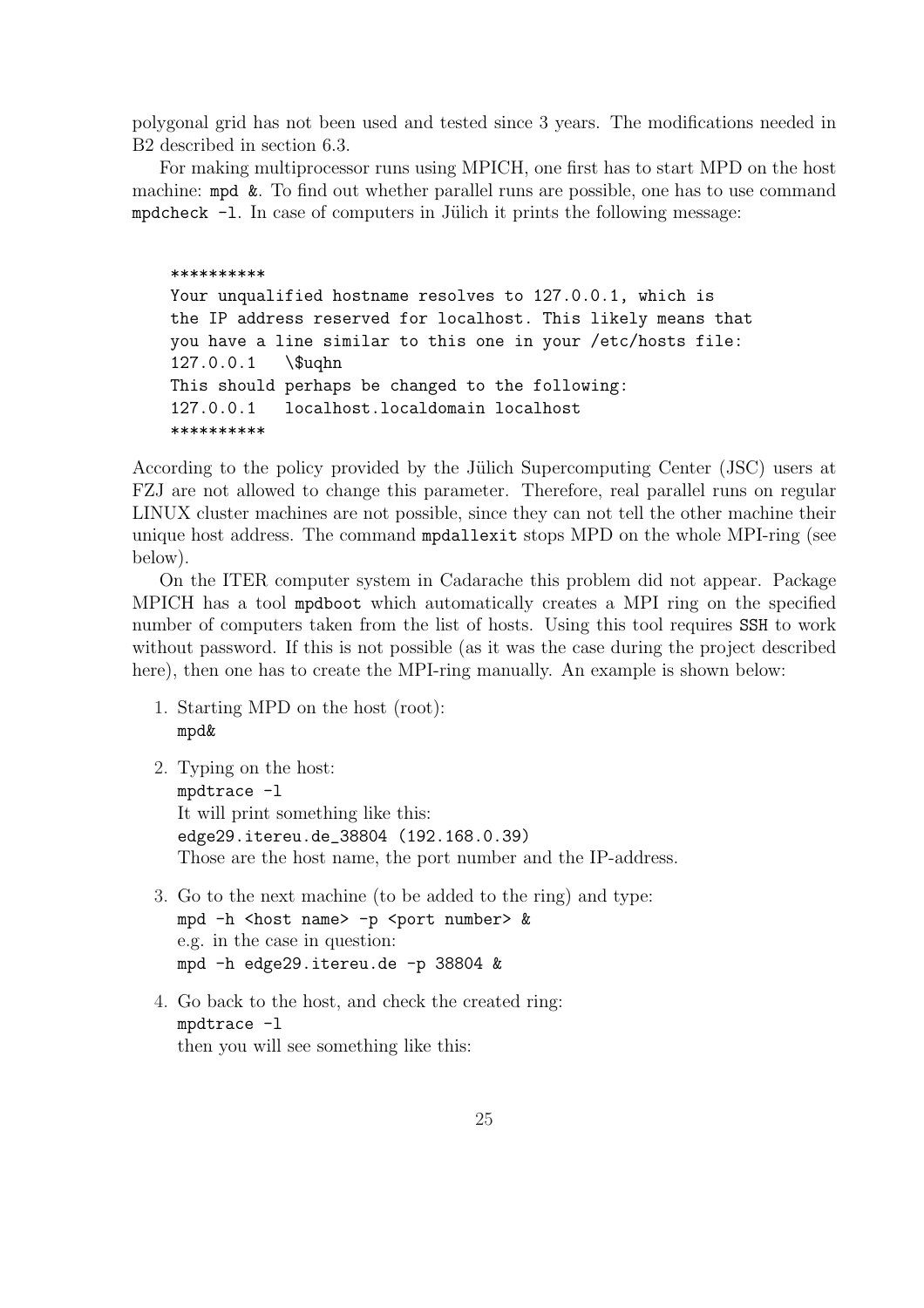polygonal grid has not been used and tested since 3 years. The modifications needed in B2 described in section 6.3.

For making multiprocessor runs using MPICH, one first has to start MPD on the host machine: `mpd &`. To find out whether parallel runs are possible, one has to use command `mpdcheck -l`. In case of computers in Jülich it prints the following message:

```
**********
Your unqualified hostname resolves to 127.0.0.1, which is
the IP address reserved for localhost. This likely means that
you have a line similar to this one in your /etc/hosts file:
127.0.0.1   \$uqhn
This should perhaps be changed to the following:
127.0.0.1   localhost.localdomain localhost
**********
```

According to the policy provided by the Jülich Supercomputing Center (JSC) users at FZJ are not allowed to change this parameter. Therefore, real parallel runs on regular LINUX cluster machines are not possible, since they can not tell the other machine their unique host address. The command `mpdallexit` stops MPD on the whole MPI-ring (see below).

On the ITER computer system in Cadarache this problem did not appear. Package MPICH has a tool `mpdboot` which automatically creates a MPI ring on the specified number of computers taken from the list of hosts. Using this tool requires `SSH` to work without password. If this is not possible (as it was the case during the project described here), then one has to create the MPI-ring manually. An example is shown below:

1. Starting MPD on the host (root):
   `mpd&`
2. Typing on the host:
   `mpdtrace -l`
   It will print something like this:
   `edge29.itereu.de_38804 (192.168.0.39)`
   Those are the host name, the port number and the IP-address.
3. Go to the next machine (to be added to the ring) and type:
   `mpd -h <host name> -p <port number> &`
   e.g. in the case in question:
   `mpd -h edge29.itereu.de -p 38804 &`
4. Go back to the host, and check the created ring:
   `mpdtrace -l`
   then you will see something like this: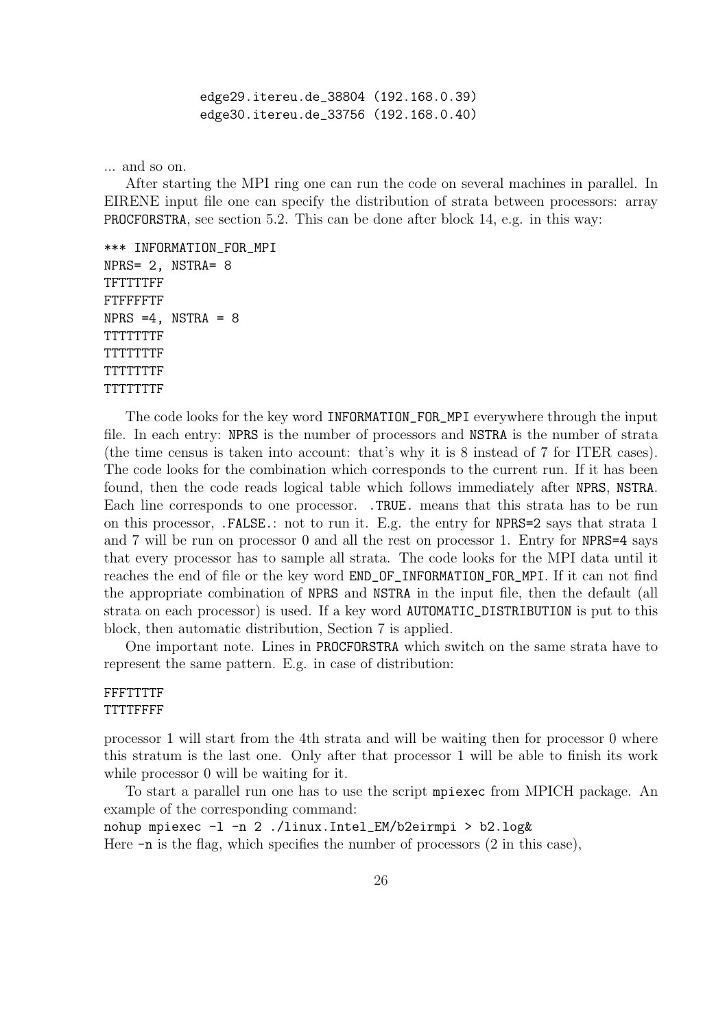```
edge29.itereu.de_38804 (192.168.0.39)
edge30.itereu.de_33756 (192.168.0.40)
```

... and so on.

After starting the MPI ring one can run the code on several machines in parallel. In EIRENE input file one can specify the distribution of strata between processors: array PROCFORSTRA, see section 5.2. This can be done after block 14, e.g. in this way:

```
*** INFORMATION_FOR_MPI
NPRS= 2, NSTRA= 8
TFTTTTFF
FTFFFFTF
NPRS =4, NSTRA = 8
TTTTTTTF
TTTTTTTF
TTTTTTTF
TTTTTTTF
```

The code looks for the key word INFORMATION_FOR_MPI everywhere through the input file. In each entry: NPRS is the number of processors and NSTRA is the number of strata (the time census is taken into account: that's why it is 8 instead of 7 for ITER cases). The code looks for the combination which corresponds to the current run. If it has been found, then the code reads logical table which follows immediately after NPRS, NSTRA. Each line corresponds to one processor. .TRUE. means that this strata has to be run on this processor, .FALSE.: not to run it. E.g. the entry for NPRS=2 says that strata 1 and 7 will be run on processor 0 and all the rest on processor 1. Entry for NPRS=4 says that every processor has to sample all strata. The code looks for the MPI data until it reaches the end of file or the key word END_OF_INFORMATION_FOR_MPI. If it can not find the appropriate combination of NPRS and NSTRA in the input file, then the default (all strata on each processor) is used. If a key word AUTOMATIC_DISTRIBUTION is put to this block, then automatic distribution, Section 7 is applied.

One important note. Lines in PROCFORSTRA which switch on the same strata have to represent the same pattern. E.g. in case of distribution:

```
FFFTTTTF
TTTTFFFF
```

processor 1 will start from the 4th strata and will be waiting then for processor 0 where this stratum is the last one. Only after that processor 1 will be able to finish its work while processor 0 will be waiting for it.

To start a parallel run one has to use the script mpiexec from MPICH package. An example of the corresponding command:

```
nohup mpiexec -l -n 2 ./linux.Intel_EM/b2eirmpi > b2.log&
```

Here -n is the flag, which specifies the number of processors (2 in this case),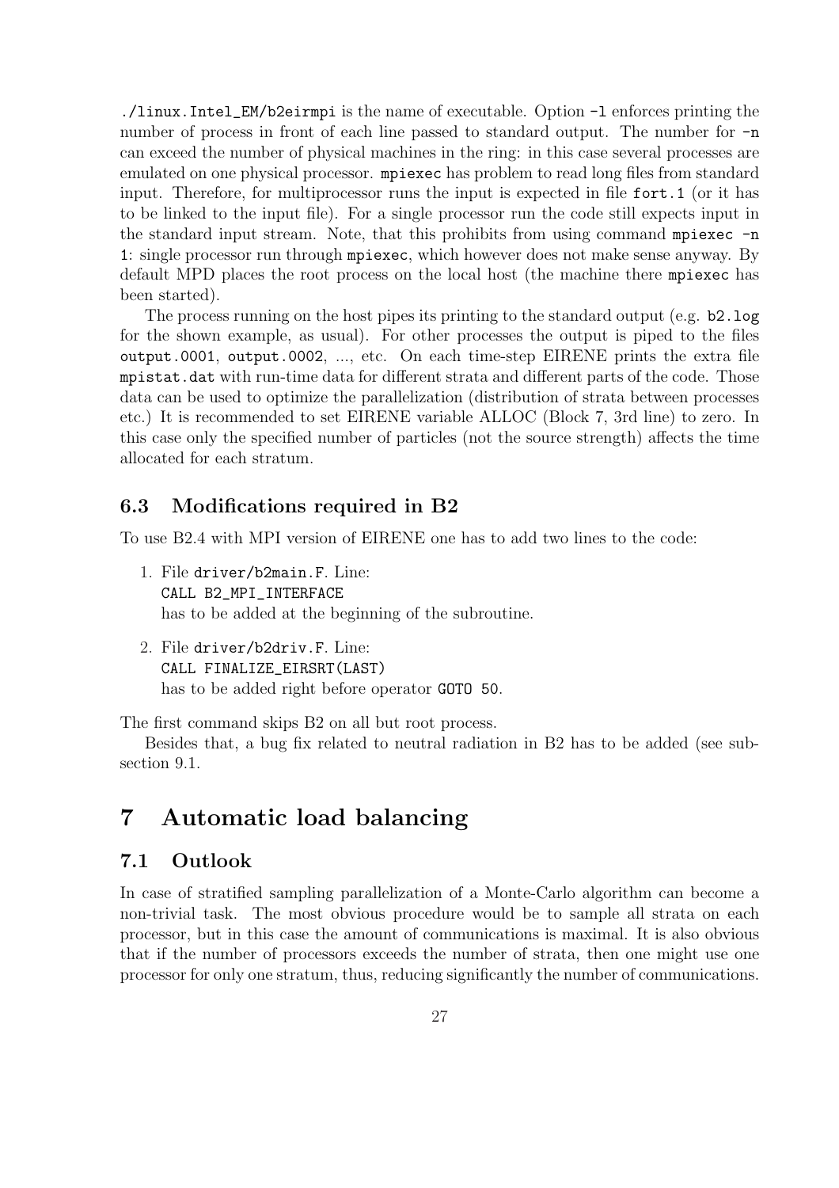`./linux.Intel_EM/b2eirmpi` is the name of executable. Option `-l` enforces printing the number of process in front of each line passed to standard output. The number for `-n` can exceed the number of physical machines in the ring: in this case several processes are emulated on one physical processor. `mpiexec` has problem to read long files from standard input. Therefore, for multiprocessor runs the input is expected in file `fort.1` (or it has to be linked to the input file). For a single processor run the code still expects input in the standard input stream. Note, that this prohibits from using command `mpiexec -n 1`: single processor run through `mpiexec`, which however does not make sense anyway. By default MPD places the root process on the local host (the machine there `mpiexec` has been started).

The process running on the host pipes its printing to the standard output (e.g. `b2.log` for the shown example, as usual). For other processes the output is piped to the files `output.0001`, `output.0002`, ..., etc. On each time-step EIRENE prints the extra file `mpistat.dat` with run-time data for different strata and different parts of the code. Those data can be used to optimize the parallelization (distribution of strata between processes etc.) It is recommended to set EIRENE variable ALLOC (Block 7, 3rd line) to zero. In this case only the specified number of particles (not the source strength) affects the time allocated for each stratum.

### 6.3 Modifications required in B2

To use B2.4 with MPI version of EIRENE one has to add two lines to the code:

1. File `driver/b2main.F`. Line:
   `CALL B2_MPI_INTERFACE`
   has to be added at the beginning of the subroutine.
2. File `driver/b2driv.F`. Line:
   `CALL FINALIZE_EIRSRT(LAST)`
   has to be added right before operator `GOTO 50`.

The first command skips B2 on all but root process.

Besides that, a bug fix related to neutral radiation in B2 has to be added (see subsection 9.1.

## 7 Automatic load balancing

### 7.1 Outlook

In case of stratified sampling parallelization of a Monte-Carlo algorithm can become a non-trivial task. The most obvious procedure would be to sample all strata on each processor, but in this case the amount of communications is maximal. It is also obvious that if the number of processors exceeds the number of strata, then one might use one processor for only one stratum, thus, reducing significantly the number of communications.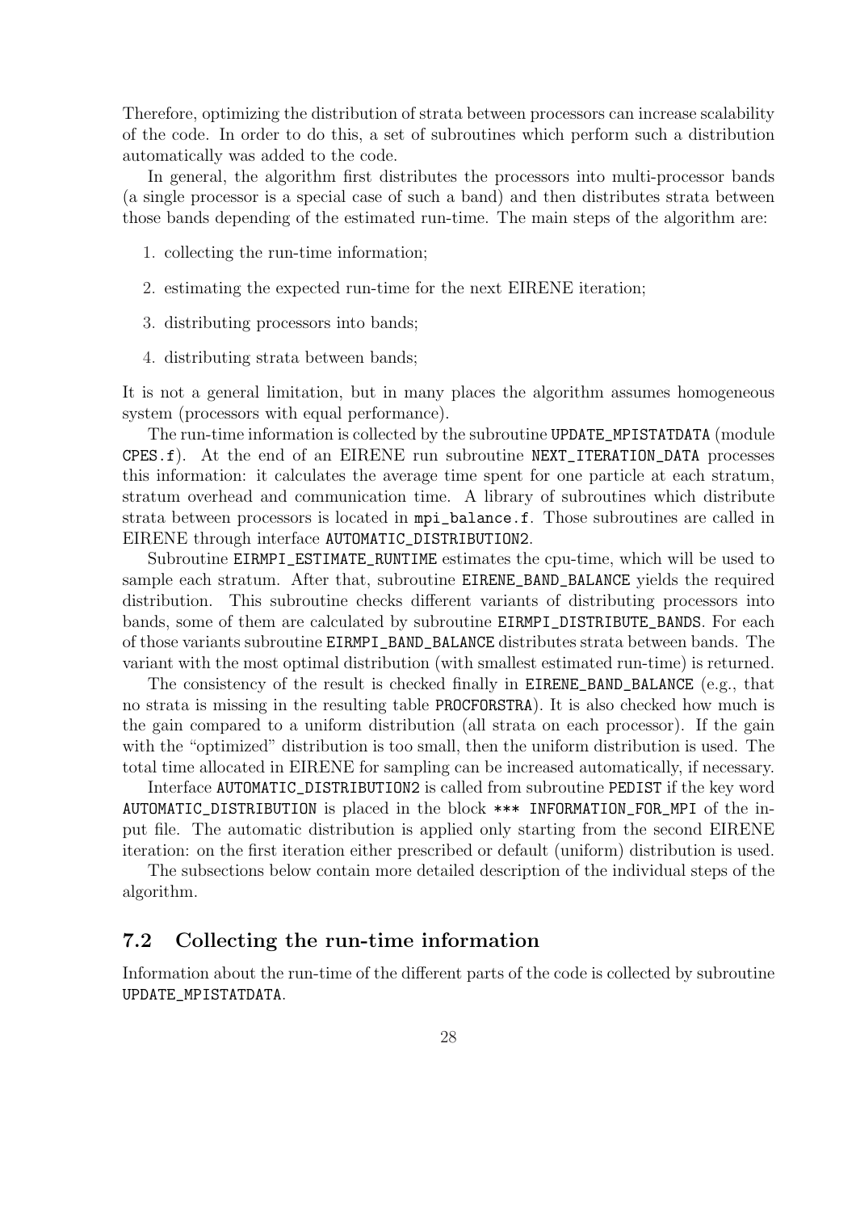Therefore, optimizing the distribution of strata between processors can increase scalability of the code. In order to do this, a set of subroutines which perform such a distribution automatically was added to the code.

In general, the algorithm first distributes the processors into multi-processor bands (a single processor is a special case of such a band) and then distributes strata between those bands depending of the estimated run-time. The main steps of the algorithm are:

1. collecting the run-time information;
2. estimating the expected run-time for the next EIRENE iteration;
3. distributing processors into bands;
4. distributing strata between bands;

It is not a general limitation, but in many places the algorithm assumes homogeneous system (processors with equal performance).

The run-time information is collected by the subroutine `UPDATE_MPISTATDATA` (module `CPES.f`). At the end of an EIRENE run subroutine `NEXT_ITERATION_DATA` processes this information: it calculates the average time spent for one particle at each stratum, stratum overhead and communication time. A library of subroutines which distribute strata between processors is located in `mpi_balance.f`. Those subroutines are called in EIRENE through interface `AUTOMATIC_DISTRIBUTION2`.

Subroutine `EIRMPI_ESTIMATE_RUNTIME` estimates the cpu-time, which will be used to sample each stratum. After that, subroutine `EIRENE_BAND_BALANCE` yields the required distribution. This subroutine checks different variants of distributing processors into bands, some of them are calculated by subroutine `EIRMPI_DISTRIBUTE_BANDS`. For each of those variants subroutine `EIRMPI_BAND_BALANCE` distributes strata between bands. The variant with the most optimal distribution (with smallest estimated run-time) is returned.

The consistency of the result is checked finally in `EIRENE_BAND_BALANCE` (e.g., that no strata is missing in the resulting table `PROCFORSTRA`). It is also checked how much is the gain compared to a uniform distribution (all strata on each processor). If the gain with the "optimized" distribution is too small, then the uniform distribution is used. The total time allocated in EIRENE for sampling can be increased automatically, if necessary.

Interface `AUTOMATIC_DISTRIBUTION2` is called from subroutine `PEDIST` if the key word `AUTOMATIC_DISTRIBUTION` is placed in the block `*** INFORMATION_FOR_MPI` of the input file. The automatic distribution is applied only starting from the second EIRENE iteration: on the first iteration either prescribed or default (uniform) distribution is used.

The subsections below contain more detailed description of the individual steps of the algorithm.

## 7.2 Collecting the run-time information

Information about the run-time of the different parts of the code is collected by subroutine `UPDATE_MPISTATDATA`.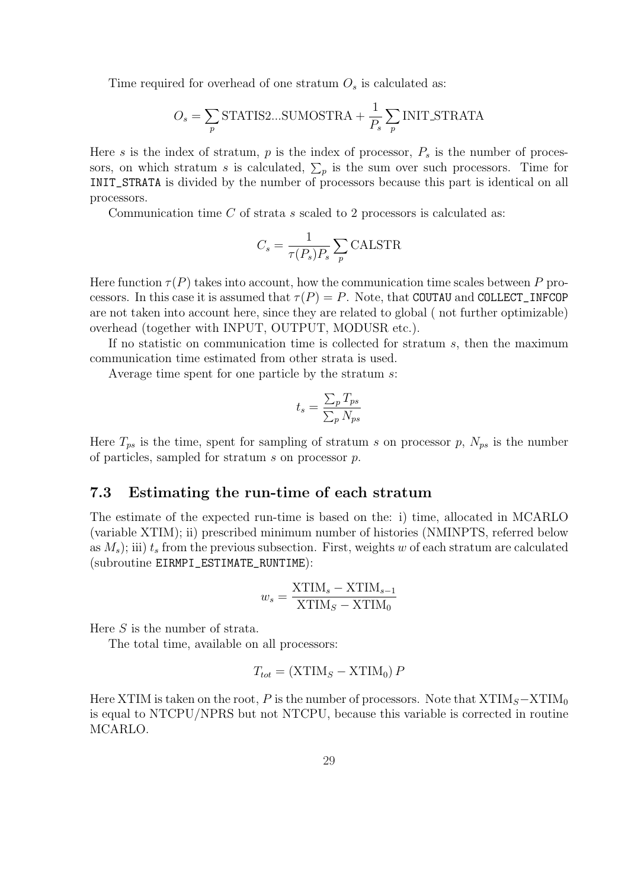Time required for overhead of one stratum $O_s$ is calculated as:

$$O_s = \sum_p \text{STATIS2...SUMOSTRA} + \frac{1}{P_s} \sum_p \text{INIT\_STRATA}$$

Here $s$ is the index of stratum, $p$ is the index of processor, $P_s$ is the number of processors, on which stratum $s$ is calculated, $\sum_p$ is the sum over such processors. Time for `INIT_STRATA` is divided by the number of processors because this part is identical on all processors.

Communication time $C$ of strata $s$ scaled to 2 processors is calculated as:

$$C_s = \frac{1}{\tau(P_s) P_s} \sum_p \text{CALSTR}$$

Here function $\tau(P)$ takes into account, how the communication time scales between $P$ processors. In this case it is assumed that $\tau(P) = P$. Note, that `COUTAU` and `COLLECT_INFCOP` are not taken into account here, since they are related to global ( not further optimizable) overhead (together with INPUT, OUTPUT, MODUSR etc.).

If no statistic on communication time is collected for stratum $s$, then the maximum communication time estimated from other strata is used.

Average time spent for one particle by the stratum $s$:

$$t_s = \frac{\sum_p T_{ps}}{\sum_p N_{ps}}$$

Here $T_{ps}$ is the time, spent for sampling of stratum $s$ on processor $p$, $N_{ps}$ is the number of particles, sampled for stratum $s$ on processor $p$.

### 7.3 Estimating the run-time of each stratum

The estimate of the expected run-time is based on the: i) time, allocated in MCARLO (variable XTIM); ii) prescribed minimum number of histories (NMINPTS, referred below as $M_s$); iii) $t_s$ from the previous subsection. First, weights $w$ of each stratum are calculated (subroutine `EIRMPI_ESTIMATE_RUNTIME`):

$$w_s = \frac{\text{XTIM}_s - \text{XTIM}_{s-1}}{\text{XTIM}_S - \text{XTIM}_0}$$

Here $S$ is the number of strata.

The total time, available on all processors:

$$T_{tot} = (\text{XTIM}_S - \text{XTIM}_0)\, P$$

Here XTIM is taken on the root, $P$ is the number of processors. Note that $\text{XTIM}_S - \text{XTIM}_0$ is equal to NTCPU/NPRS but not NTCPU, because this variable is corrected in routine MCARLO.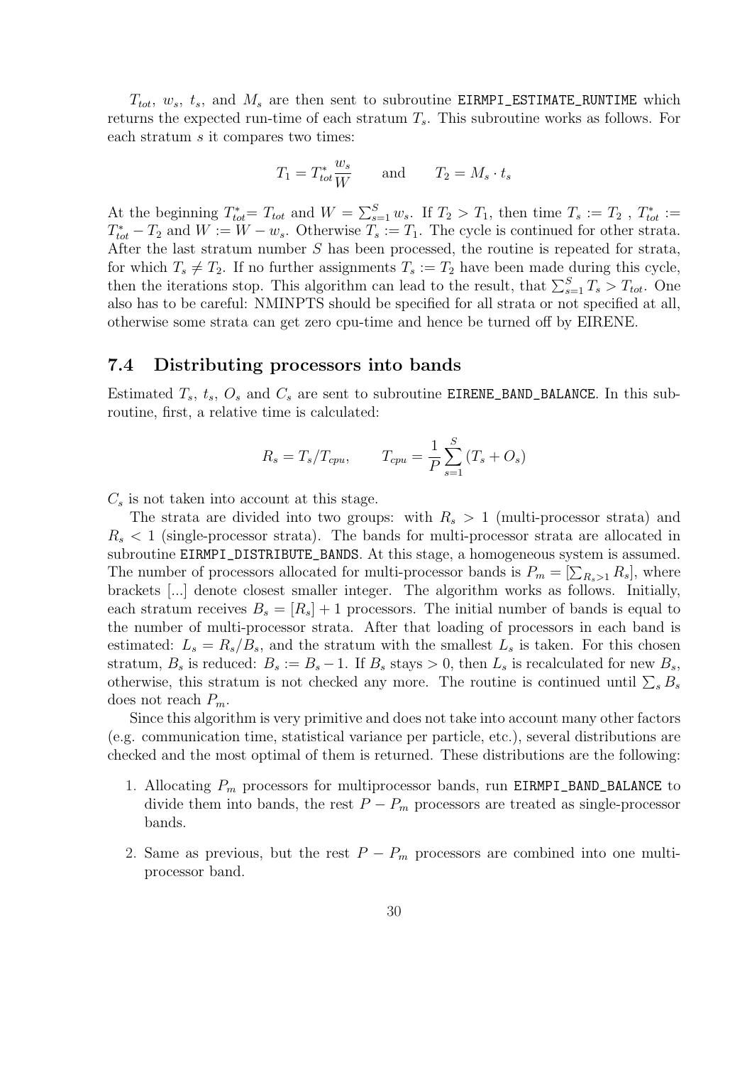$T_{tot}$, $w_s$, $t_s$, and $M_s$ are then sent to subroutine `EIRMPI_ESTIMATE_RUNTIME` which returns the expected run-time of each stratum $T_s$. This subroutine works as follows. For each stratum $s$ it compares two times:

$$T_1 = T^*_{tot} \frac{w_s}{W} \qquad \text{and} \qquad T_2 = M_s \cdot t_s$$

At the beginning $T^*_{tot} = T_{tot}$ and $W = \sum_{s=1}^{S} w_s$. If $T_2 > T_1$, then time $T_s := T_2$ , $T^*_{tot} := T^*_{tot} - T_2$ and $W := W - w_s$. Otherwise $T_s := T_1$. The cycle is continued for other strata. After the last stratum number $S$ has been processed, the routine is repeated for strata, for which $T_s \neq T_2$. If no further assignments $T_s := T_2$ have been made during this cycle, then the iterations stop. This algorithm can lead to the result, that $\sum_{s=1}^{S} T_s > T_{tot}$. One also has to be careful: NMINPTS should be specified for all strata or not specified at all, otherwise some strata can get zero cpu-time and hence be turned off by EIRENE.

## 7.4 Distributing processors into bands

Estimated $T_s$, $t_s$, $O_s$ and $C_s$ are sent to subroutine `EIRENE_BAND_BALANCE`. In this subroutine, first, a relative time is calculated:

$$R_s = T_s / T_{cpu}, \qquad T_{cpu} = \frac{1}{P} \sum_{s=1}^{S} (T_s + O_s)$$

$C_s$ is not taken into account at this stage.

The strata are divided into two groups: with $R_s > 1$ (multi-processor strata) and $R_s < 1$ (single-processor strata). The bands for multi-processor strata are allocated in subroutine `EIRMPI_DISTRIBUTE_BANDS`. At this stage, a homogeneous system is assumed. The number of processors allocated for multi-processor bands is $P_m = [\sum_{R_s>1} R_s]$, where brackets [...] denote closest smaller integer. The algorithm works as follows. Initially, each stratum receives $B_s = [R_s] + 1$ processors. The initial number of bands is equal to the number of multi-processor strata. After that loading of processors in each band is estimated: $L_s = R_s / B_s$, and the stratum with the smallest $L_s$ is taken. For this chosen stratum, $B_s$ is reduced: $B_s := B_s - 1$. If $B_s$ stays $> 0$, then $L_s$ is recalculated for new $B_s$, otherwise, this stratum is not checked any more. The routine is continued until $\sum_s B_s$ does not reach $P_m$.

Since this algorithm is very primitive and does not take into account many other factors (e.g. communication time, statistical variance per particle, etc.), several distributions are checked and the most optimal of them is returned. These distributions are the following:

1. Allocating $P_m$ processors for multiprocessor bands, run `EIRMPI_BAND_BALANCE` to divide them into bands, the rest $P - P_m$ processors are treated as single-processor bands.
2. Same as previous, but the rest $P - P_m$ processors are combined into one multi-processor band.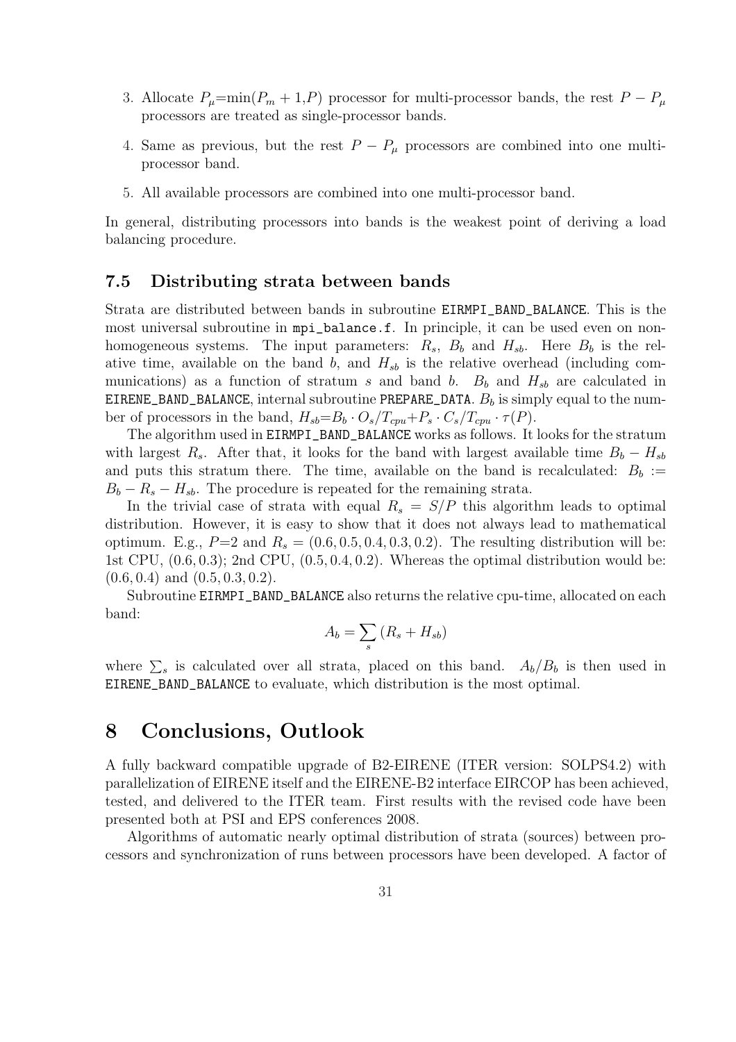3. Allocate $P_\mu$=min($P_m + 1$,$P$) processor for multi-processor bands, the rest $P - P_\mu$ processors are treated as single-processor bands.

4. Same as previous, but the rest $P - P_\mu$ processors are combined into one multi-processor band.

5. All available processors are combined into one multi-processor band.

In general, distributing processors into bands is the weakest point of deriving a load balancing procedure.

### 7.5 Distributing strata between bands

Strata are distributed between bands in subroutine `EIRMPI_BAND_BALANCE`. This is the most universal subroutine in `mpi_balance.f`. In principle, it can be used even on non-homogeneous systems. The input parameters: $R_s$, $B_b$ and $H_{sb}$. Here $B_b$ is the relative time, available on the band $b$, and $H_{sb}$ is the relative overhead (including communications) as a function of stratum $s$ and band $b$. $B_b$ and $H_{sb}$ are calculated in `EIRENE_BAND_BALANCE`, internal subroutine `PREPARE_DATA`. $B_b$ is simply equal to the number of processors in the band, $H_{sb}$=$B_b \cdot O_s/T_{cpu}$+$P_s \cdot C_s/T_{cpu} \cdot \tau(P)$.

The algorithm used in `EIRMPI_BAND_BALANCE` works as follows. It looks for the stratum with largest $R_s$. After that, it looks for the band with largest available time $B_b - H_{sb}$ and puts this stratum there. The time, available on the band is recalculated: $B_b :=$ $B_b - R_s - H_{sb}$. The procedure is repeated for the remaining strata.

In the trivial case of strata with equal $R_s = S/P$ this algorithm leads to optimal distribution. However, it is easy to show that it does not always lead to mathematical optimum. E.g., $P$=2 and $R_s = (0.6, 0.5, 0.4, 0.3, 0.2)$. The resulting distribution will be: 1st CPU, $(0.6, 0.3)$; 2nd CPU, $(0.5, 0.4, 0.2)$. Whereas the optimal distribution would be: $(0.6, 0.4)$ and $(0.5, 0.3, 0.2)$.

Subroutine `EIRMPI_BAND_BALANCE` also returns the relative cpu-time, allocated on each band:

$$A_b = \sum_s (R_s + H_{sb})$$

where $\sum_s$ is calculated over all strata, placed on this band. $A_b/B_b$ is then used in `EIRENE_BAND_BALANCE` to evaluate, which distribution is the most optimal.

## 8 Conclusions, Outlook

A fully backward compatible upgrade of B2-EIRENE (ITER version: SOLPS4.2) with parallelization of EIRENE itself and the EIRENE-B2 interface EIRCOP has been achieved, tested, and delivered to the ITER team. First results with the revised code have been presented both at PSI and EPS conferences 2008.

Algorithms of automatic nearly optimal distribution of strata (sources) between processors and synchronization of runs between processors have been developed. A factor of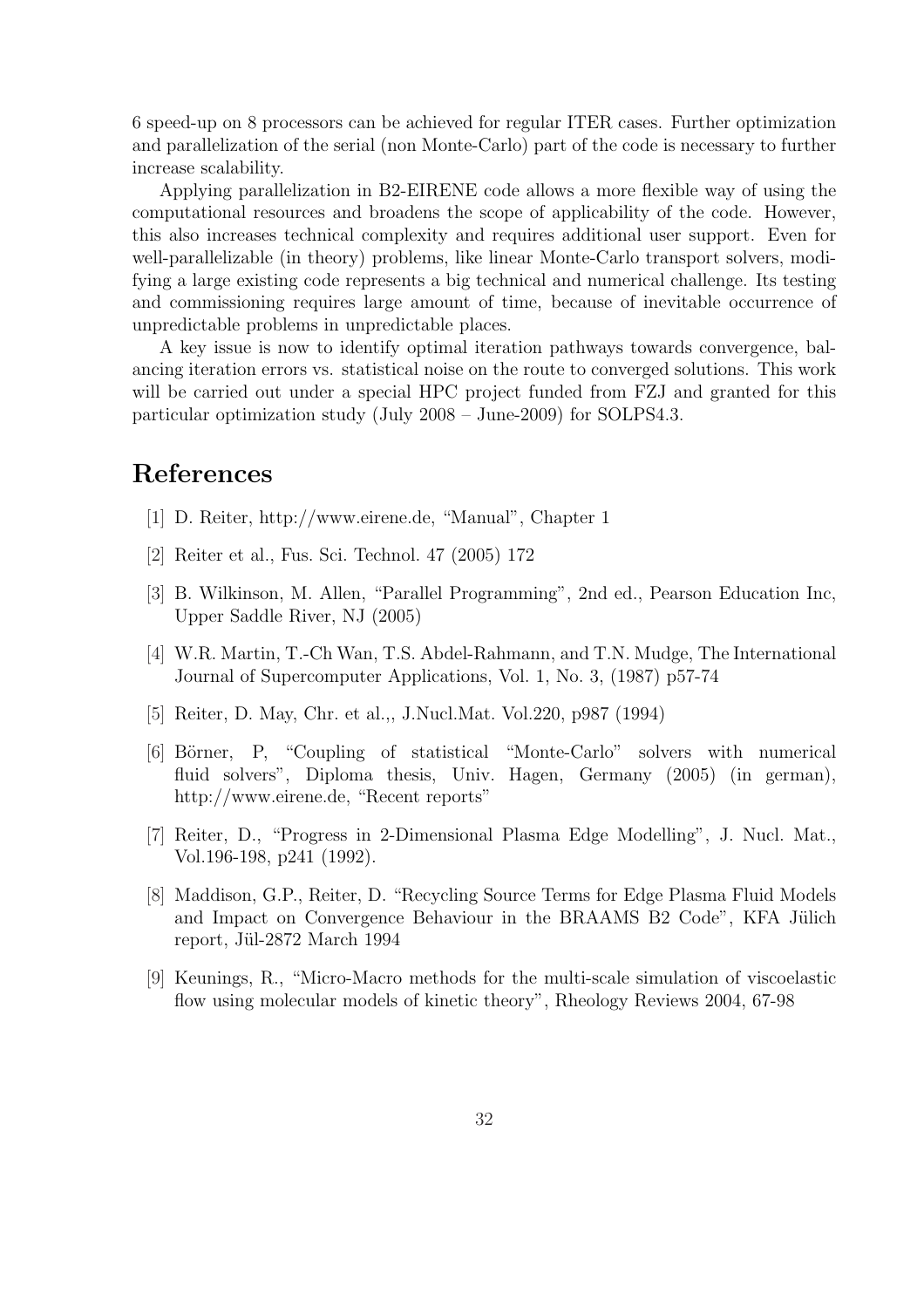6 speed-up on 8 processors can be achieved for regular ITER cases. Further optimization and parallelization of the serial (non Monte-Carlo) part of the code is necessary to further increase scalability.

Applying parallelization in B2-EIRENE code allows a more flexible way of using the computational resources and broadens the scope of applicability of the code. However, this also increases technical complexity and requires additional user support. Even for well-parallelizable (in theory) problems, like linear Monte-Carlo transport solvers, modifying a large existing code represents a big technical and numerical challenge. Its testing and commissioning requires large amount of time, because of inevitable occurrence of unpredictable problems in unpredictable places.

A key issue is now to identify optimal iteration pathways towards convergence, balancing iteration errors vs. statistical noise on the route to converged solutions. This work will be carried out under a special HPC project funded from FZJ and granted for this particular optimization study (July 2008 – June-2009) for SOLPS4.3.

# References

[1] D. Reiter, http://www.eirene.de, "Manual", Chapter 1

[2] Reiter et al., Fus. Sci. Technol. 47 (2005) 172

[3] B. Wilkinson, M. Allen, "Parallel Programming", 2nd ed., Pearson Education Inc, Upper Saddle River, NJ (2005)

[4] W.R. Martin, T.-Ch Wan, T.S. Abdel-Rahmann, and T.N. Mudge, The International Journal of Supercomputer Applications, Vol. 1, No. 3, (1987) p57-74

[5] Reiter, D. May, Chr. et al.,, J.Nucl.Mat. Vol.220, p987 (1994)

[6] Börner, P, "Coupling of statistical "Monte-Carlo" solvers with numerical fluid solvers", Diploma thesis, Univ. Hagen, Germany (2005) (in german), http://www.eirene.de, "Recent reports"

[7] Reiter, D., "Progress in 2-Dimensional Plasma Edge Modelling", J. Nucl. Mat., Vol.196-198, p241 (1992).

[8] Maddison, G.P., Reiter, D. "Recycling Source Terms for Edge Plasma Fluid Models and Impact on Convergence Behaviour in the BRAAMS B2 Code", KFA Jülich report, Jül-2872 March 1994

[9] Keunings, R., "Micro-Macro methods for the multi-scale simulation of viscoelastic flow using molecular models of kinetic theory", Rheology Reviews 2004, 67-98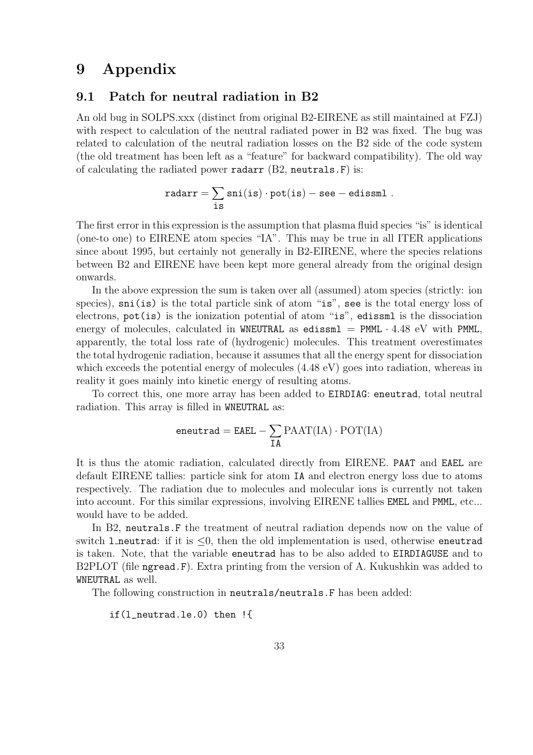# 9 Appendix

## 9.1 Patch for neutral radiation in B2

An old bug in SOLPS.xxx (distinct from original B2-EIRENE as still maintained at FZJ) with respect to calculation of the neutral radiated power in B2 was fixed. The bug was related to calculation of the neutral radiation losses on the B2 side of the code system (the old treatment has been left as a "feature" for backward compatibility). The old way of calculating the radiated power `radarr` (B2, `neutrals.F`) is:

$$\texttt{radarr} = \sum_{\texttt{is}} \texttt{sni(is)} \cdot \texttt{pot(is)} - \texttt{see} - \texttt{edissml} \; .$$

The first error in this expression is the assumption that plasma fluid species "is" is identical (one-to one) to EIRENE atom species "IA". This may be true in all ITER applications since about 1995, but certainly not generally in B2-EIRENE, where the species relations between B2 and EIRENE have been kept more general already from the original design onwards.

In the above expression the sum is taken over all (assumed) atom species (strictly: ion species), `sni(is)` is the total particle sink of atom "`is`", `see` is the total energy loss of electrons, `pot(is)` is the ionization potential of atom "`is`", `edissml` is the dissociation energy of molecules, calculated in `WNEUTRAL` as `edissml` = `PMML` · 4.48 eV with `PMML`, apparently, the total loss rate of (hydrogenic) molecules. This treatment overestimates the total hydrogenic radiation, because it assumes that all the energy spent for dissociation which exceeds the potential energy of molecules (4.48 eV) goes into radiation, whereas in reality it goes mainly into kinetic energy of resulting atoms.

To correct this, one more array has been added to `EIRDIAG`: `eneutrad`, total neutral radiation. This array is filled in `WNEUTRAL` as:

$$\texttt{eneutrad} = \texttt{EAEL} - \sum_{\texttt{IA}} \mathrm{PAAT(IA)} \cdot \mathrm{POT(IA)}$$

It is thus the atomic radiation, calculated directly from EIRENE. `PAAT` and `EAEL` are default EIRENE tallies: particle sink for atom `IA` and electron energy loss due to atoms respectively. The radiation due to molecules and molecular ions is currently not taken into account. For this similar expressions, involving EIRENE tallies `EMEL` and `PMML`, etc... would have to be added.

In B2, `neutrals.F` the treatment of neutral radiation depends now on the value of switch `l_neutrad`: if it is ≤0, then the old implementation is used, otherwise `eneutrad` is taken. Note, that the variable `eneutrad` has to be also added to `EIRDIAGUSE` and to B2PLOT (file `ngread.F`). Extra printing from the version of A. Kukushkin was added to `WNEUTRAL` as well.

The following construction in `neutrals/neutrals.F` has been added:

```
if(l_neutrad.le.0) then !{
```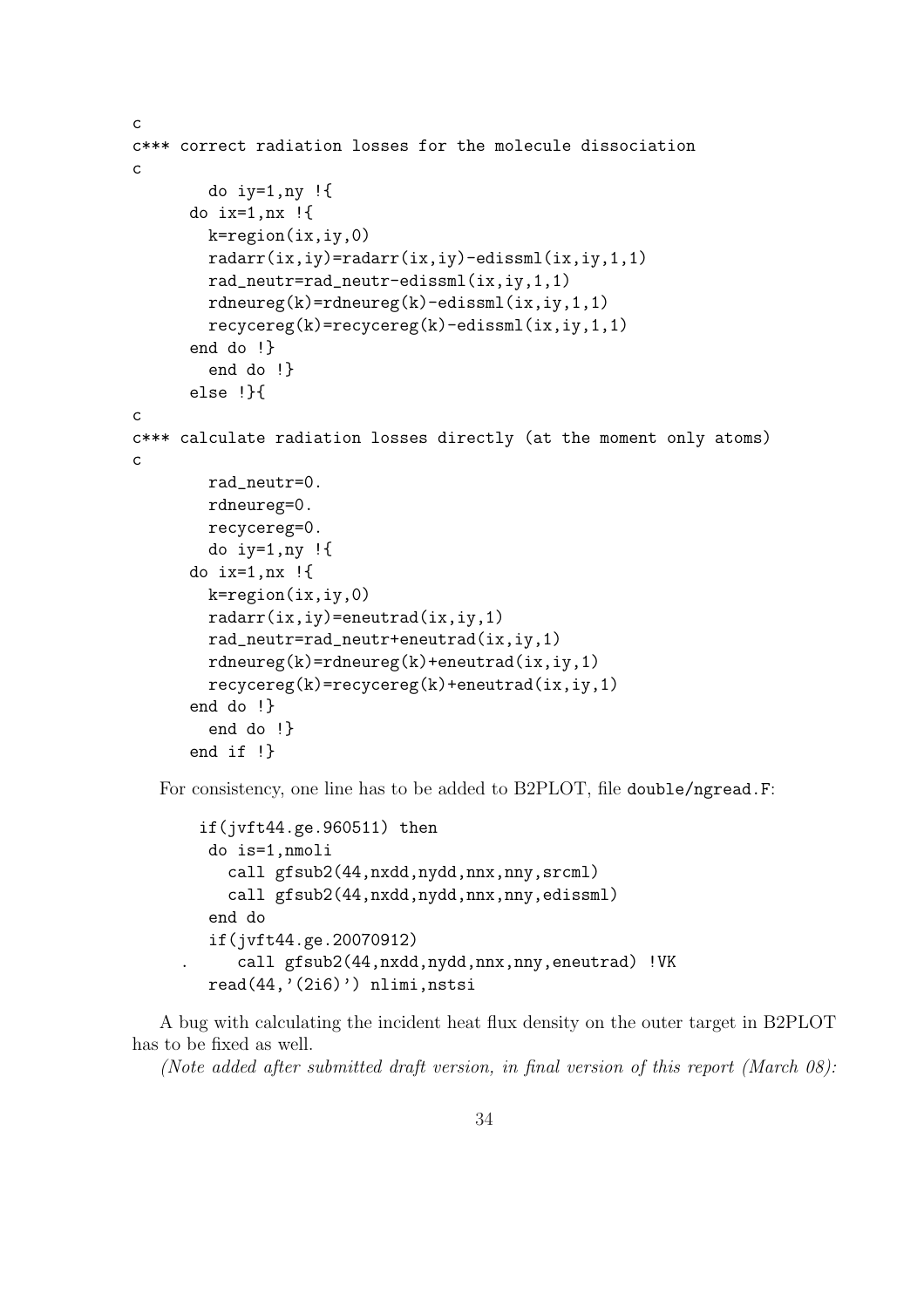```
c
c*** correct radiation losses for the molecule dissociation
c
        do iy=1,ny !{
      do ix=1,nx !{
        k=region(ix,iy,0)
        radarr(ix,iy)=radarr(ix,iy)-edissml(ix,iy,1,1)
        rad_neutr=rad_neutr-edissml(ix,iy,1,1)
        rdneureg(k)=rdneureg(k)-edissml(ix,iy,1,1)
        recycereg(k)=recycereg(k)-edissml(ix,iy,1,1)
      end do !}
        end do !}
      else !}{
c
c*** calculate radiation losses directly (at the moment only atoms)
c
        rad_neutr=0.
        rdneureg=0.
        recycereg=0.
        do iy=1,ny !{
      do ix=1,nx !{
        k=region(ix,iy,0)
        radarr(ix,iy)=eneutrad(ix,iy,1)
        rad_neutr=rad_neutr+eneutrad(ix,iy,1)
        rdneureg(k)=rdneureg(k)+eneutrad(ix,iy,1)
        recycereg(k)=recycereg(k)+eneutrad(ix,iy,1)
      end do !}
        end do !}
      end if !}
```

For consistency, one line has to be added to B2PLOT, file `double/ngread.F`:

```
       if(jvft44.ge.960511) then
        do is=1,nmoli
          call gfsub2(44,nxdd,nydd,nnx,nny,srcml)
          call gfsub2(44,nxdd,nydd,nnx,nny,edissml)
        end do
        if(jvft44.ge.20070912)
     .     call gfsub2(44,nxdd,nydd,nnx,nny,eneutrad) !VK
        read(44,'(2i6)') nlimi,nstsi
```

A bug with calculating the incident heat flux density on the outer target in B2PLOT has to be fixed as well.

*(Note added after submitted draft version, in final version of this report (March 08):*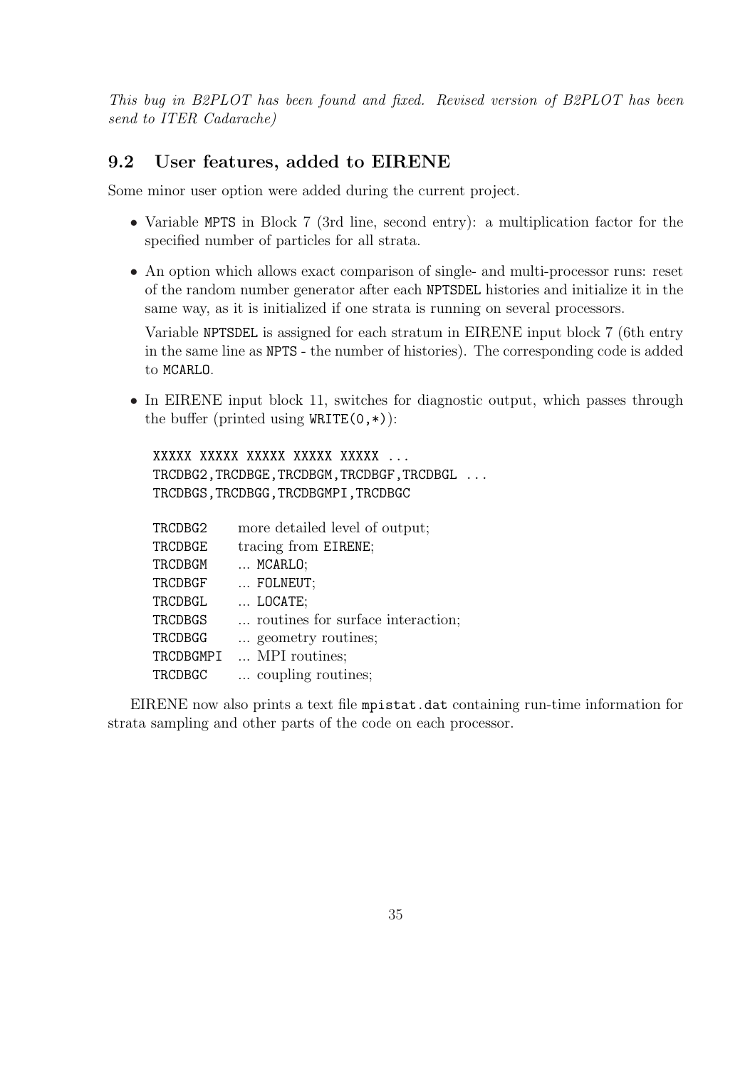*This bug in B2PLOT has been found and fixed. Revised version of B2PLOT has been send to ITER Cadarache)*

## 9.2 User features, added to EIRENE

Some minor user option were added during the current project.

- Variable `MPTS` in Block 7 (3rd line, second entry): a multiplication factor for the specified number of particles for all strata.
- An option which allows exact comparison of single- and multi-processor runs: reset of the random number generator after each `NPTSDEL` histories and initialize it in the same way, as it is initialized if one strata is running on several processors.

  Variable `NPTSDEL` is assigned for each stratum in EIRENE input block 7 (6th entry in the same line as `NPTS` - the number of histories). The corresponding code is added to `MCARLO`.
- In EIRENE input block 11, switches for diagnostic output, which passes through the buffer (printed using `WRITE(0,*)`):

  ```
  XXXXX XXXXX XXXXX XXXXX XXXXX ...
  TRCDBG2,TRCDBGE,TRCDBGM,TRCDBGF,TRCDBGL ...
  TRCDBGS,TRCDBGG,TRCDBGMPI,TRCDBGC
  ```

  | | |
  |---|---|
  | `TRCDBG2` | more detailed level of output; |
  | `TRCDBGE` | tracing from `EIRENE`; |
  | `TRCDBGM` | ... `MCARLO`; |
  | `TRCDBGF` | ... `FOLNEUT`; |
  | `TRCDBGL` | ... `LOCATE`; |
  | `TRCDBGS` | ... routines for surface interaction; |
  | `TRCDBGG` | ... geometry routines; |
  | `TRCDBGMPI` | ... MPI routines; |
  | `TRCDBGC` | ... coupling routines; |

EIRENE now also prints a text file `mpistat.dat` containing run-time information for strata sampling and other parts of the code on each processor.